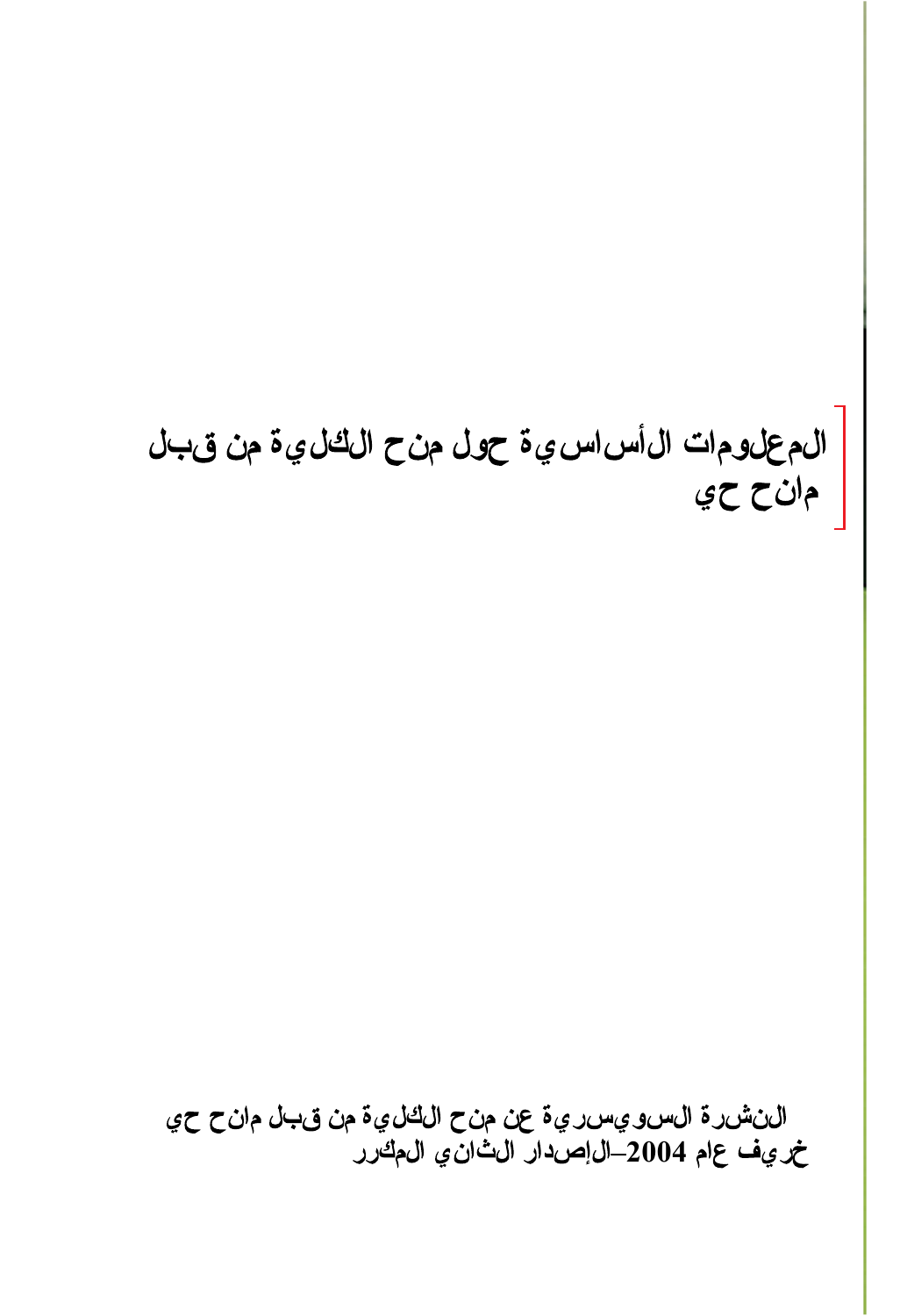# المعلومات الأساسية حول منح الكلية من قبل مانح حي

النشرة السويسرية عن منح الكلية من قبل مانح حي

خريف عام 2004–الإصدار الثاني المكرر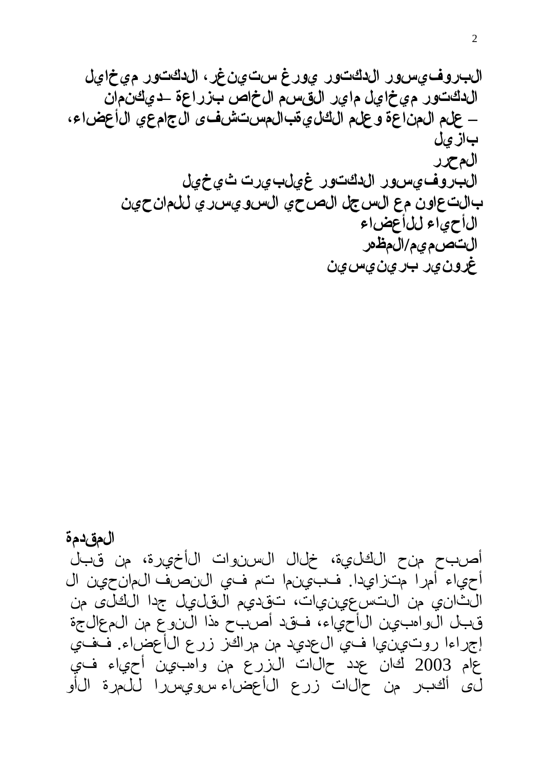**البروفيسور الدكتور يورغ ستينغر، الدكتور ميخايل**
**الدكتور ميخايل ماير القسم الخاص بزراعة -ديكنمان**
**– علم المناعة وعلم الكلي قبالمستشفى الجامعي الأعضاء، بازيل**

**المحرر**
**البروفيسور الدكتور غيلبيرت ثيخيل**
**بالتعاون مع السجل الصحي السويسري للمانحين الأحياء للأعضاء**

**التصميم/المظهر**
**غرونير برينيسين**

**المقدمة**

أصبح منح الكلية، خلال السنوات الأخيرة، من قبل أحياء أمرا متزايدا. فبينما تم في النصف المانحين ال الثاني من التسعينيات، تقديم القليل جدا الكلى من قبل الواهبين الأحياء، فقد أصبح هذا النوع من المعالجة إجراءا روتينيا في العديد من مراكز زرع الأعضاء. ففي عام 2003 كان عدد حالات الزرع من واهبين أحياء في لى أكبر من حالات زرع الأعضاء سويسرا للمرة الأو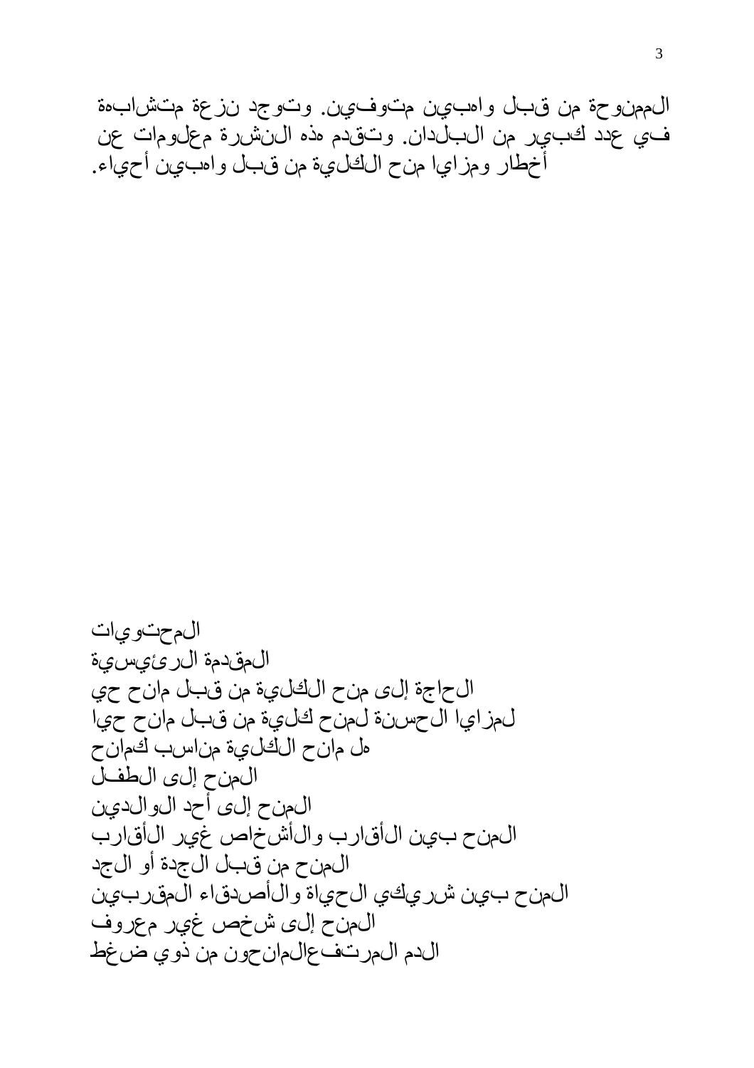الممنوحة من قبل واهبين متوفين. وتوجد نزعة متشابهة في عدد كبير من البلدان. وتقدم هذه النشرة معلومات عن أخطار ومزايا منح الكلية من قبل واهبين أحياء.

المحتويات

المقدمة الرئيسية

الحاجة إلى منح الكلية من قبل مانح حي

لمزايا الحسنة لمنح كلية من قبل مانح حيا

هل مانح الكلية مناسب كمانح

المنح إلى الطفل

المنح إلى أحد الوالدين

المنح بين الأقارب والأشخاص غير الأقارب

المنح من قبل الجدة أو الجد

المنح بين شريكي الحياة والأصدقاء المقربين

المنح إلى شخص غير معروف

الدم المرتفعالمانحون من ذوي ضغط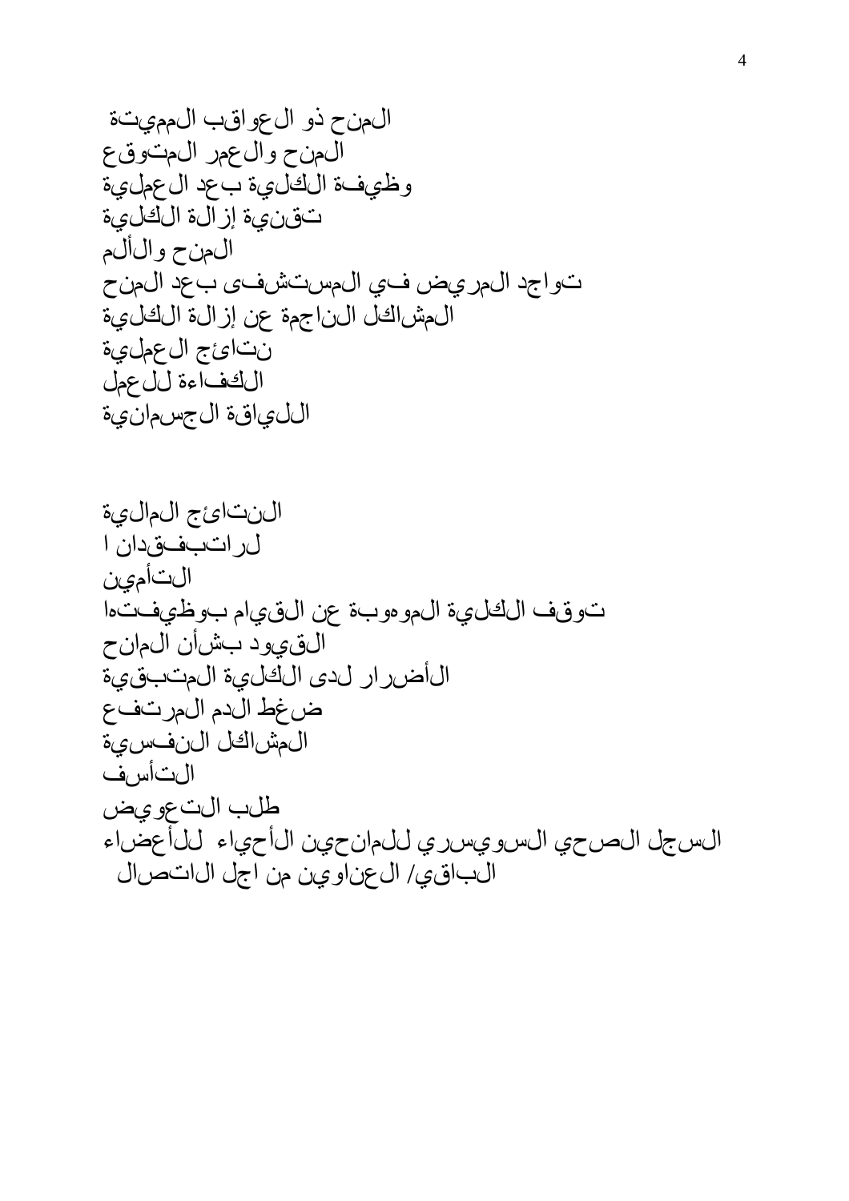المنح ذو العواقب المميتة
المنح والعمر المتوقع
وظيفة الكلية بعد العملية
تقنية إزالة الكلية
المنح والألم
تواجد المريض في المستشفى بعد المنح
المشاكل الناجمة عن إزالة الكلية
نتائج العملية
الكفاءة للعمل
اللياقة الجسمانية

النتائج المالية
لراتبفقدان ا
التأمين
توقف الكلية الموهوبة عن القيام بوظيفتها
القيود بشأن المانح
الأضرار لدى الكلية المتبقية
ضغط الدم المرتفع
المشاكل النفسية
التأسف
طلب التعويض
السجل الصحي السويسري للمانحين الأحياء للأعضاء
الباقي/ العناوين من اجل الاتصال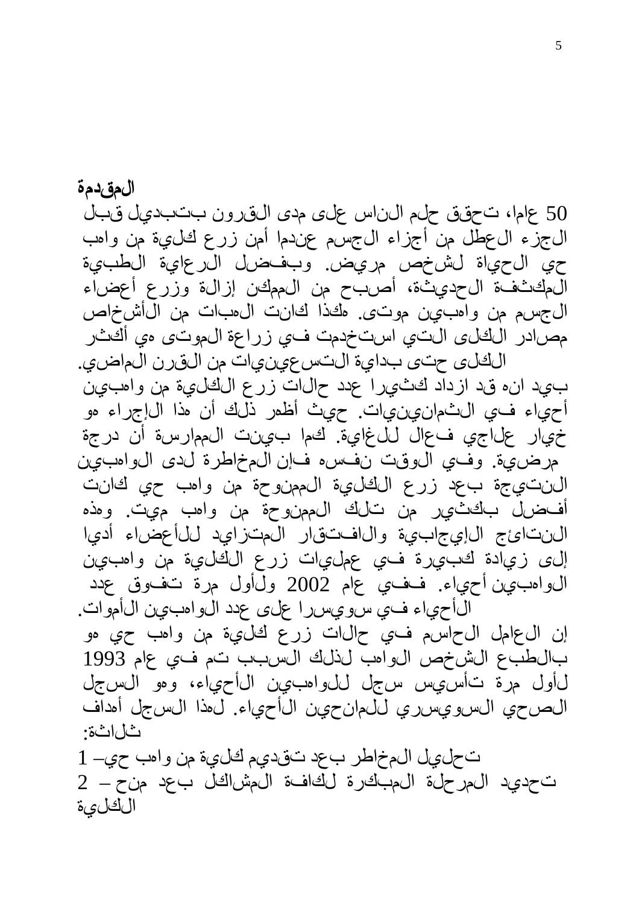## المقدمة

50 عاما، تحقق حلم الناس على مدى القرون بتبديل قبل الجزء العطل من أجزاء الجسم عندما أمن زرع كلية من واهب حي الحياة لشخص مريض. وبفضل الرعاية الطبية المكثفة الحديثة، أصبح من الممكن إزالة وزرع أعضاء الجسم من واهبين موتى. هكذا كانت الهبات من الأشخاص مصادر الكلى التي استخدمت في زراعة الموتى هي أكثر الكلى حتى بداية التسعينيات من القرن الماضي.

بيد انه قد ازداد كثيرا عدد حالات زرع الكلية من واهبين أحياء في الثمانينيات. حيث أظهر ذلك أن هذا الإجراء هو خيار علاجي فعال للغاية. كما بينت الممارسة أن درجة مرضية. وفي الوقت نفسه فإن المخاطرة لدى الواهبين النتيجة بعد زرع الكلية الممنوحة من واهب حي كانت أفضل بكثير من تلك الممنوحة من واهب ميت. وهذه النتائج الإيجابية والافتقار المتزايد للأعضاء أديا إلى زيادة كبيرة في عمليات زرع الكلية من واهبين الواهبين أحياء. ففي عام 2002 ولأول مرة تفوق عدد الأحياء في سويسرا على عدد الواهبين الأموات.

إن العامل الحاسم في حالات زرع كلية من واهب حي هو بالطبع الشخص الواهب لذلك السبب تم في عام 1993 لأول مرة تأسيس سجل للواهبين الأحياء، وهو السجل الصحي السويسري للمانحين الأحياء. لهذا السجل أهداف ثلاثة:

1 – تحليل المخاطر بعد تقديم كلية من واهب حي

2 – تحديد المرحلة المبكرة لكافة المشاكل بعد منح الكلية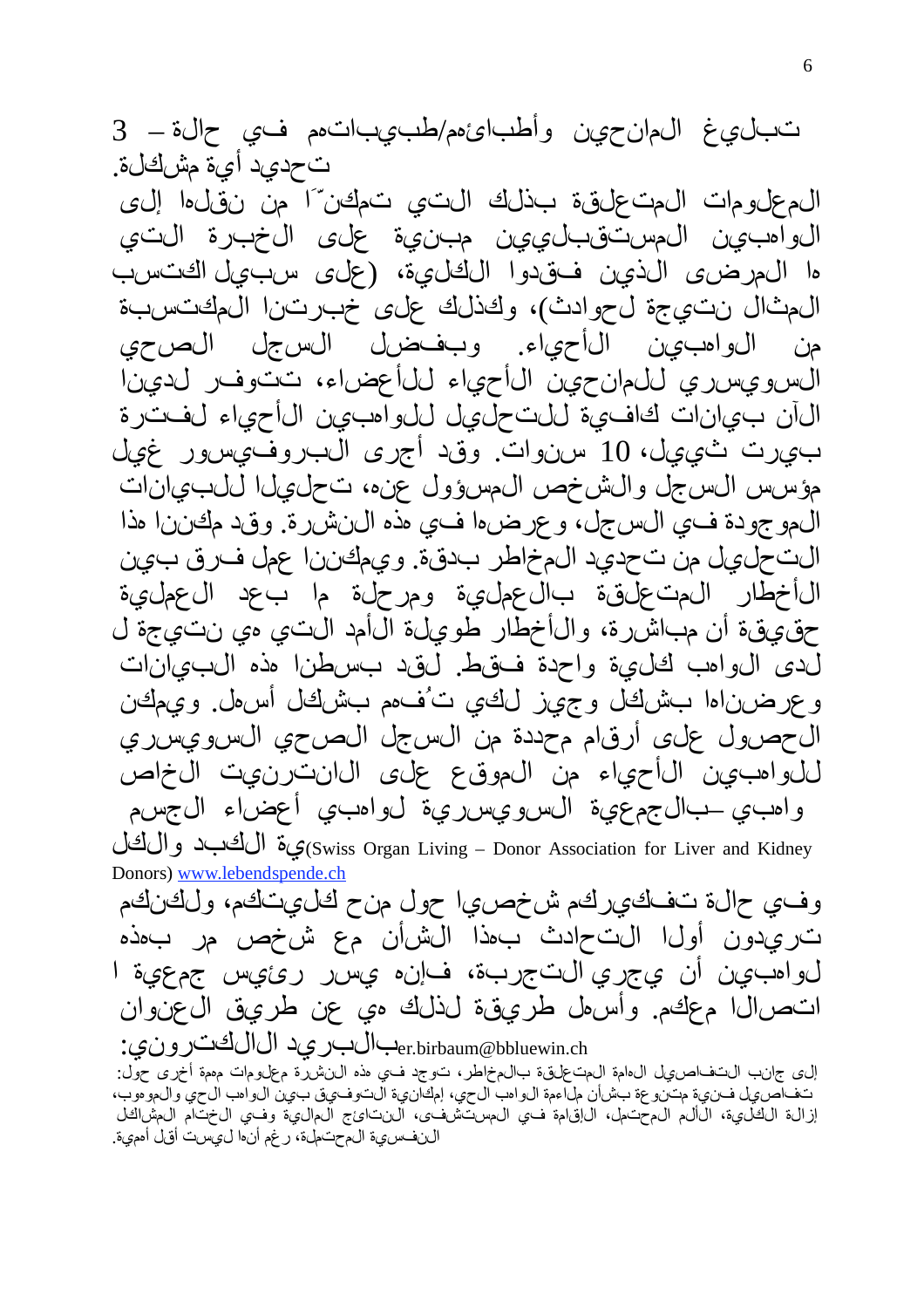تبليغ المانحين وأطبائهم/طبيباتهم في حالة – 3 تحديد أية مشكلة.

المعلومات المتعلقة بذلك التي تمكنّا من نقلها إلى الواهبين المستقبليين مبنية على الخبرة التي ها المرضى الذين فقدوا الكلية، (على سبيل الاكتسب المثال نتيجة لحوادث)، وكذلك على خبرتنا المكتسبة من الواهبين الأحياء. وبفضل السجل الصحي السويسري للمانحين الأحياء للأعضاء، تتوفر لدينا الآن بيانات كافية للتحليل للواهبين الأحياء لفترة بيرت ثييل، 10 سنوات. وقد أجرى البروفيسور غيل مؤسس السجل والشخص المسؤول عنه، تحليلا للبيانات الموجودة في السجل، وعرضها في هذه النشرة. وقد مكننا هذا التحليل من تحديد المخاطر بدقة. ويمكننا عمل فرق بين الأخطار المتعلقة بالعملية ومرحلة ما بعد العملية حقيقة أن مباشرة، والأخطار طويلة الأمد التي هي نتيجة ل لدى الواهب كلية واحدة فقط. لقد بسطنا هذه البيانات وعرضناها بشكل وجيز لكي تُفهم بشكل أسهل. ويمكن الحصول على أرقام محددة من السجل الصحي السويسري للواهبين الأحياء من الموقع على الانترنيت الخاص واهبي –بالجمعية السويسرية لواهبي أعضاء الجسم ية الكبد والكل(Swiss Organ Living – Donor Association for Liver and Kidney Donors) www.lebendspende.ch

وفي حالة تفكيركم شخصيا حول منح كليتكم، ولكنكم تريدون أولا التحادث بهذا الشأن مع شخص مر بهذه لواهبين أن يجري التجربة، فإنه يسر رئيس جمعية ا اتصالا معكم. وأسهل طريقة لذلك هي عن طريق العنوان بالبريد الالكتروني: er.birbaum@bbluewin.ch

إلى جانب التفاصيل الهامة المتعلقة بالمخاطر، توجد في هذه النشرة معلومات مهمة أخرى حول: تفاصيل فنية متنوعة بشأن ملاءمة الواهب الحي، إمكانية التوفيق بين الواهب الحي والموهوب، إزالة الكلية، الألم المحتمل، الإقامة في المستشفى، النتائج المالية وفي الختام المشاكل النفسية المحتملة، رغم أنها ليست أقل أهمية.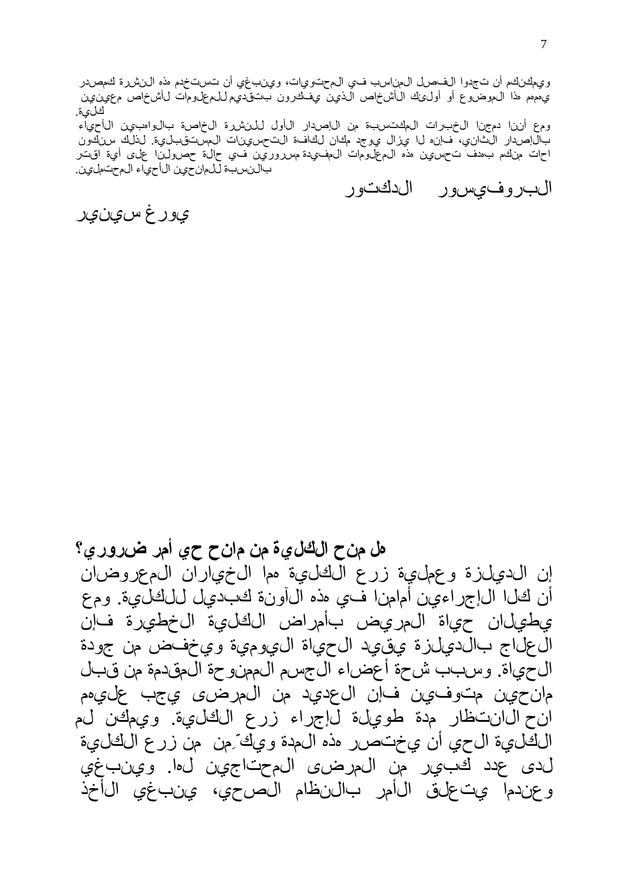ويمكنكم أن تجدوا الفصل المناسب في المحتويات، وينبغي أن تستخدم هذه النشرة كمصدر يهمهم هذا الموضوع أو أولئك الأشخاص الذين يفكرون بتقديم للمعلومات لأشخاص معينين كلية.

ومع أننا دمجنا الخبرات المكتسبة من الإصدار الأول للنشرة الخاصة بالواهبين الأحياء بالإصدار الثاني، فإنه لا يزال يوجد مكان لكافة التحسينات المستقبلية. لذلك سنكون احات منكم بهدف تحسين هذه المعلومات المفيدة مسرورين في حالة حصولنا على أية اقتر بالنسبة للمانحين الأحياء المحتملين.

البروفيسور الدكتور

يورغ سينير

## هل منح الكلية من مانح حي أمر ضروري؟

إن الديلزة وعملية زرع الكلية هما الخياران المعروضان أن كلا الإجراءين أمامنا في هذه الآونة كبديل للكلية. ومع يطيلان حياة المريض بأمراض الكلية الخطيرة فإن العلاج بالديلزة يقيد الحياة اليومية ويخفض من جودة الحياة. وبسبب شحة أعضاء الجسم الممنوحة المقدمة من قبل مانحين متوفين فإن العديد من المرضى يجب عليهم انح الانتظار مدة طويلة لإجراء زرع الكلية. ويمكن لم الكلية الحي أن يختصر هذه المدة ويكّمن من زرع الكلية لدى عدد كبير من المرضى المحتاجين لها. وينبغي وعندما يتعلق الأمر بالنظام الصحي، ينبغي الأخذ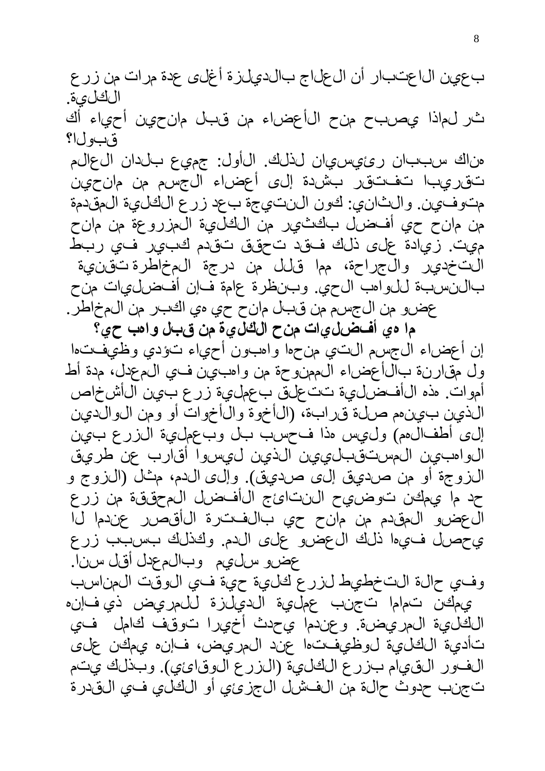بعين الاعتبار أن العلاج بالديلزة أغلى عدة مرات من زرع الكلية.

ثر لماذا يصبح منح الأعضاء من قبل مانحين أحياء أك قبولا؟

هناك سببان رئيسيان لذلك. الأول: جميع بلدان العالم تقريبا تفتقر بشدة إلى أعضاء الجسم من مانحين متوفين. والثاني: كون النتيجة بعد زرع الكلية المقدمة من مانح حي أفضل بكثير من الكلية المزروعة من مانح ميت. زيادة على ذلك فقد تحقق تقدم كبير في ربط التخدير والجراحة، مما قلل من درجة المخاطرة تقنية بالنسبة للواهب الحي. وبنظرة عامة فإن أفضليات منح عضو من الجسم من قبل مانح حي هي الكبر من المخاطر.

**ما هي أفضليات منح الكلية من قبل واهب حي؟**

إن أعضاء الجسم التي منحها واهبون أحياء تؤدي وظيفتها ول مقارنة بالأعضاء الممنوحة من واهبين في المعدل، مدة أط أموات. هذه الأفضلية تتعلق بعملية زرع بين الأشخاص الذين بينهم صلة قرابة، (الأخوة والأخوات أو ومن الوالدين إلى أطفالهم) وليس هذا فحسب بل وبعملية الزرع بين الواهبين المستقبليين الذين ليسوا أقارب عن طريق الزوجة أو من صديق إلى صديق). وإلى الدم، مثل (الزوج و حد ما يمكن توضيح النتائج الأفضل المحققة من زرع العضو المقدم من مانح حي بالفترة الأقصر عندما لا يحصل فيها ذلك العضو على الدم. وكذلك بسبب زرع عضو سليم وبالمعدل أقل سنا.

وفي حالة التخطيط لزرع كلية حية في الوقت المناسب يمكن تماما تجنب عملية الديلزة للمريض ذي فإنه الكلية المريضة. وعندما يحدث أخيرا توقف كامل في تأدية الكلية لوظيفتها عند المريض، فإنه يمكن على الفور القيام بزرع الكلية (الزرع الوقائي). وبذلك يتم تجنب حدوث حالة من الفشل الجزئي أو الكلي في القدرة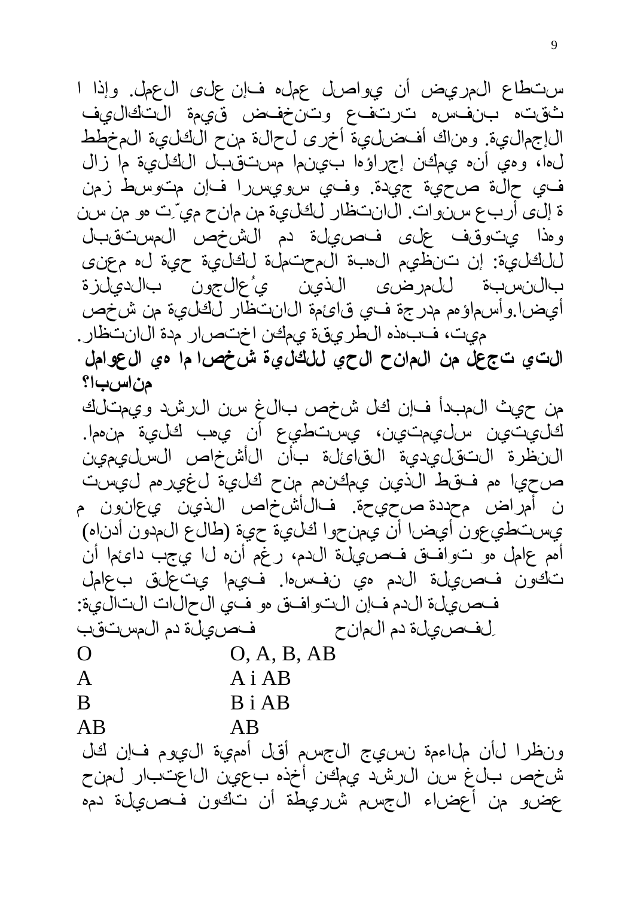ستطاع المريض أن يواصل عمله فإن على العمل. وإذا ا
ثقته بنفسه ترتفع وتنخفض قيمة التكاليف
الإجمالية. وهناك أفضلية أخرى لحالة منح الكلية المخطط
لها، وهي أنه يمكن إجراؤها بينما مستقبل الكلية ما زال
في حالة صحية جيدة. وفي سويسرا فإن متوسط زمن
ة إلى أربع سنوات. الانتظار لكلية من مانح ميّت هو من سن
وهذا يتوقف على فصيلة دم الشخص المستقبل
للكلية: إن تنظيم الهبة المحتملة لكلية حية له معنى
بالنسبة للمرضى الذين يُعالجون بالديلزة
أيضا.وأسماؤهم مدرجة في قائمة الانتظار لكلية من شخص
ميت، فبهذه الطريقة يمكن اختصار مدة الانتظار.

**التي تجعل من المانح الحي للكلية شخصا ما هي العوامل مناسبا؟**

من حيث المبدأ فإن كل شخص بالغ سن الرشد ويمتلك
كليتين سليمتين، يستطيع أن يهب كلية منهما.
النظرة التقليدية القائلة بأن الأشخاص السليمين
صحيا هم فقط الذين يمكنهم منح كلية لغيرهم ليست
ن أمراض محددة صحيحة. فالأشخاص الذين يعانون م
يستطيعون أيضا أن يمنحوا كلية حية (طالع المدون أدناه)
أهم عامل هو توافق فصيلة الدم، رغم أنه لا يجب دائما أن
تكون فصيلة الدم هي نفسها. فيما يتعلق بعامل
فصيلة الدم فإن التوافق هو في الحالات التالية:

| فصيلة دم المانح | لِفصيلة دم المستقبل |
|---|---|
| O | O, A, B, AB |
| A | A i AB |
| B | B i AB |
| AB | AB |

ونظرا لأن ملاءمة نسيج الجسم أقل أهمية اليوم فإن كل
شخص بلغ سن الرشد يمكن أخذه بعين الاعتبار لمنح
عضو من أعضاء الجسم شريطة أن تكون فصيلة دمه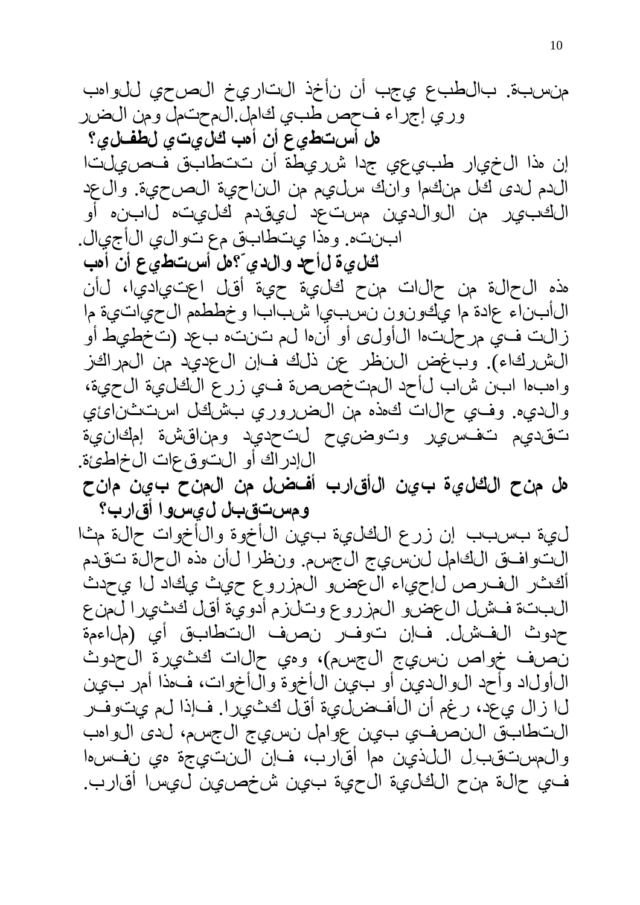منسبة. بالطبع يجب أن نأخذ التاريخ الصحي للواهب ومن الضروري إجراء فحص طبي كامل.المحتمل

**هل أستطيع أن أهب كليتي لطفلي؟**

إن هذا الخيار طبيعي جدا شريطة أن تتطابق فصيلتا الدم لدى كل منكما وانك سليم من الناحية الصحية. والعدد الكبير من الوالدين مستعد ليقدم كليته لابنه أو ابنته. وهذا يتطابق مع توالي الأجيال.

**هل أستطيع أن أهب كلية لأحد والدي؟**

هذه الحالة من حالات منح كلية حية أقل اعتياديا، لأن الأبناء عادة ما يكونون نسبيا شبابا وخططهم الحياتية ما زالت في مرحلتها الأولى أو أنها لم تنته بعد (تخطيط أو الشركاء). وبغض النظر عن ذلك فإن العديد من المراكز المتخصصة في زرع الكلية الحية، واهبها ابن شاب لأحد والديه. وفي حالات كهذه من الضروري بشكل استثنائي تقديم تفسير وتوضيح لتحديد ومناقشة إمكانية الإدراك أو التوقعات الخاطئة.

**هل منح الكلية بين الأقارب أفضل من المنح بين مانح ومستقبل ليسوا أقارب؟**

إن زرع الكلية بين الأخوة والأخوات حالة مثالية بسبب التوافق الكامل لنسيج الجسم. ونظرا لأن هذه الحالة تقدم أكثر الفرص لإحياء العضو المزروع حيث يكاد لا يحدث البتة فشل العضو المزروع وتلزم أدوية أقل كثيرا لمنع حدوث الفشل. فإن توفر نصف التطابق أي (ملاءمة نصف خواص نسيج الجسم)، وهي حالات كثيرة الحدوث بين الأولاد وأحد الوالدين أو بين الأخوة والأخوات، فهذا أمر لا زال يعد، رغم أن الأفضلية أقل كثيرا. فإذا لم يتوفر التطابق النصفي بين عوامل نسيج الجسم، لدى الواهب والمستقبِل اللذين هما أقارب، فإن النتيجة هي نفسها في حالة منح الكلية الحية بين شخصين ليسا أقارب.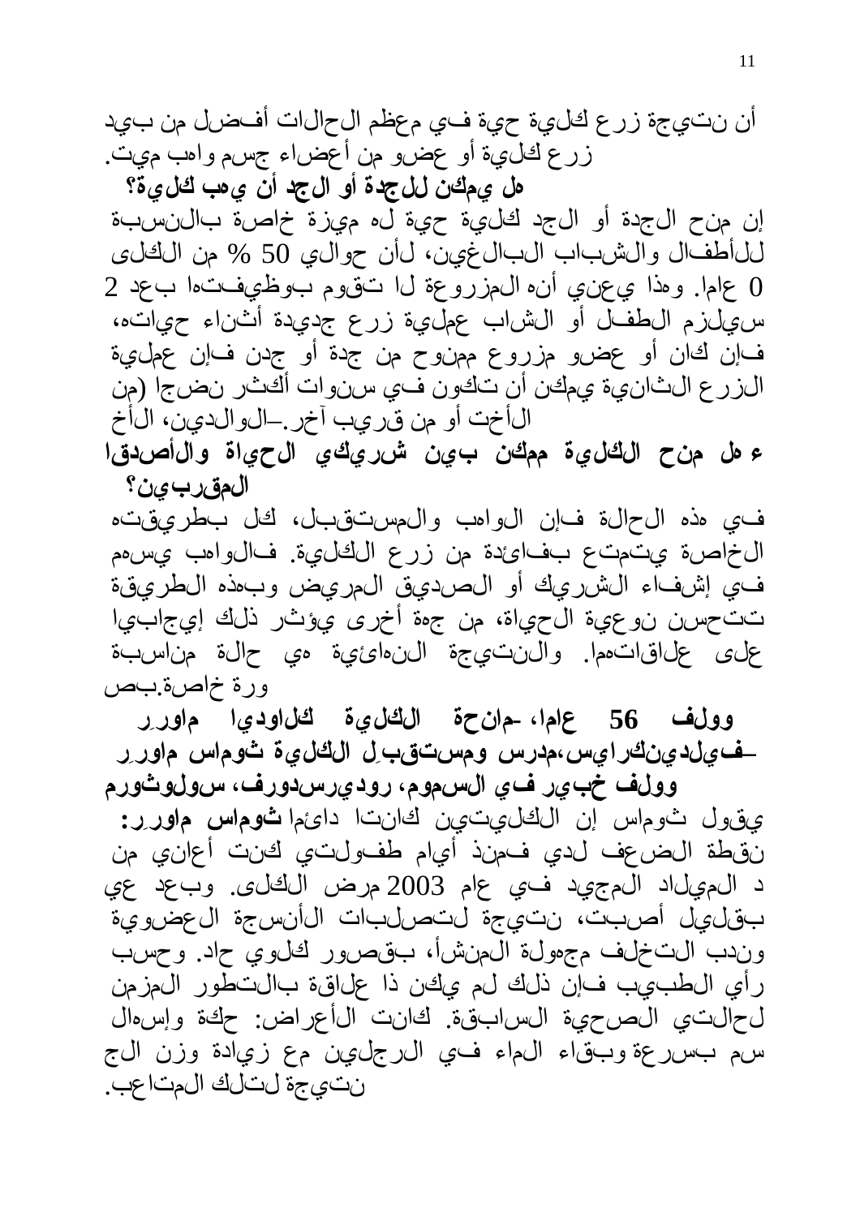أن نتيجة زرع كلية حية في معظم الحالات أفضل من بيد زرع كلية أو عضو من أعضاء جسم واهب ميت.

**هل يمكن للجدة أو الجد أن يهب كلية؟**

إن منح الجدة أو الجد كلية حية له ميزة خاصة بالنسبة للأطفال والشباب البالغين، لأن حوالي 50 % من الكلى المزروعة لا تقوم بوظيفتها بعد 20 عاما. وهذا يعني أنه سيلزم الطفل أو الشاب عملية زرع جديدة أثناء حياته، فإن كان أو عضو مزروع ممنوح من جدة أو جدن فإن عملية الزرع الثانية يمكن أن تكون في سنوات أكثر نضجا (من الوالدين، الأخ أو الأخت أو من قريب آخر).

**هل منح الكلية ممكن بين شريكي الحياة والأصدقاء المقربين؟**

في هذه الحالة فإن الواهب والمستقبل، كل بطريقته الخاصة يتمتع بفائدة من زرع الكلية. فالواهب يسهم في إشفاء الشريك أو الصديق المريض وبهذه الطريقة تتحسن نوعية الحياة، من جهة أخرى يؤثر ذلك إيجابيا على علاقاتهما. والنتيجة النهائية هي حالة مناسبة بصورة خاصة.

**وولف ماورر، 56 عاما، مانحة الكلية كلاوديا ماورر-فيلدينكرايس، مدرس ومستقبِل الكلية ثوماس ماورر وولف خبير في السموم، روديرسدورف، سولوثورم**

يقول ثوماس إن الكليتين كانتا دائما **ثوماس ماورر:** نقطة الضعف لدي فمنذ أيام طفولتي كنت أعاني من مرض الكلى. وبعد عيد الميلاد المجيد في عام 2003 أصبت بقليل، نتيجة لتصلبات الأنسجة العضوية وندب التخلف مجهولة المنشأ، بقصور كلوي حاد. وحسب رأي الطبيب فإن ذلك لم يكن ذا علاقة بالتطور المزمن لحالتي الصحية السابقة. كانت الأعراض: حكة وإسهال بسرعة وبقاء الماء في الرجلين مع زيادة وزن الجسم نتيجة لتلك المتاعب.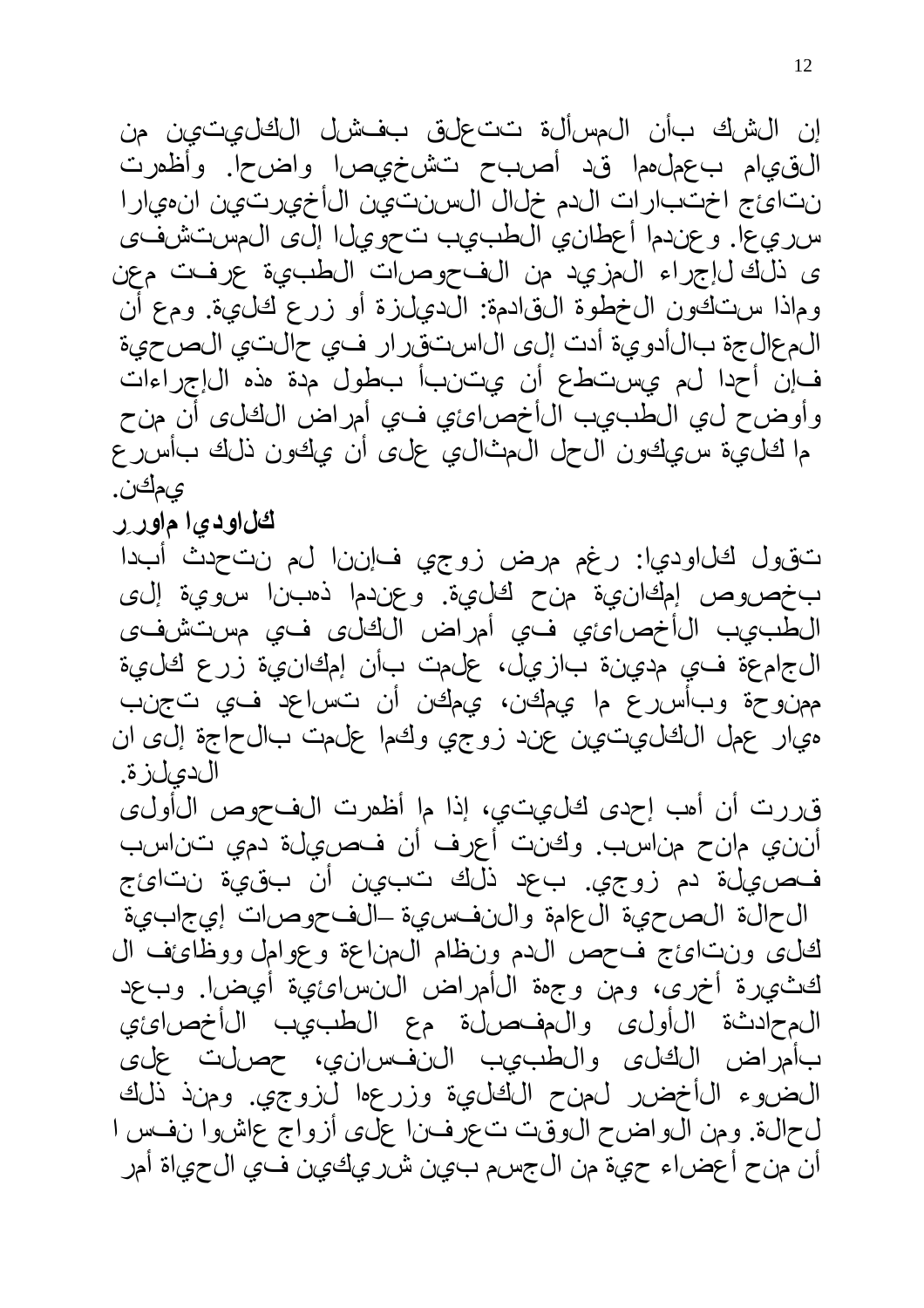إن الشك بأن المسألة تتعلق بفشل الكليتين من القيام بعملهما قد أصبح تشخيصا واضحا. وأظهرت نتائج اختبارات الدم خلال السنتين الأخيرتين انهيارا سريعا. وعندما أعطاني الطبيب تحويلا إلى المستشفى ى ذلك لإجراء المزيد من الفحوصات الطبية عرفت معن وماذا ستكون الخطوة القادمة: الديلزة أو زرع كلية. ومع أن المعالجة بالأدوية أدت إلى الاستقرار في حالتي الصحية فإن أحدا لم يستطع أن يتنبأ بطول مدة هذه الإجراءات وأوضح لي الطبيب الأخصائي في أمراض الكلى أن منح ما كلية سيكون الحل المثالي على أن يكون ذلك بأسرع يمكن.

**كلاوديا ماورر**

تقول كلاوديا: رغم مرض زوجي فإننا لم نتحدث أبدا بخصوص إمكانية منح كلية. وعندما ذهبنا سوية إلى الطبيب الأخصائي في أمراض الكلى في مستشفى الجامعة في مدينة بازيل، علمت بأن إمكانية زرع كلية ممنوحة وبأسرع ما يمكن، يمكن أن تساعد في تجنب هيار عمل الكليتين عند زوجي وكما علمت بالحاجة إلى ان الديلزة.

قررت أن أهب إحدى كليتي، إذا ما أظهرت الفحوص الأولى أنني مانح مناسب. وكنت أعرف أن فصيلة دمي تناسب فصيلة دم زوجي. بعد ذلك تبين أن بقية نتائج الحالة الصحية العامة والنفسية –الفحوصات إيجابية كلى ونتائج فحص الدم ونظام المناعة وعوامل ووظائف ال كثيرة أخرى، ومن وجهة الأمراض النسائية أيضا. وبعد المحادثة الأولى والمفصلة مع الطبيب الأخصائي بأمراض الكلى والطبيب النفساني، حصلت على الضوء الأخضر لمنح الكلية وزرعها لزوجي. ومنذ ذلك لحالة. ومن الواضح الوقت تعرفنا على أزواج عاشوا نفس ا أن منح أعضاء حية من الجسم بين شريكين في الحياة أمر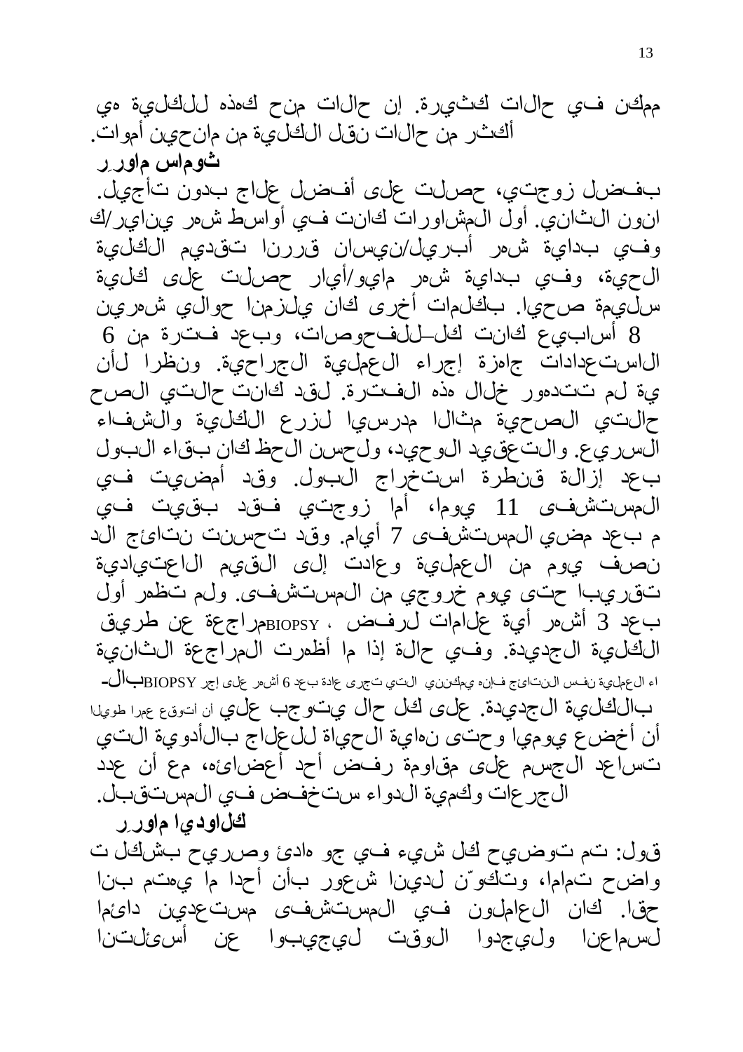ممكن في حالات كثيرة. إن حالات منح كهذه للكلية هي أكثر من حالات نقل الكلية من مانحين أموات.

**ثوماس ماورر**

بفضل زوجتي، حصلت على أفضل علاج بدون تأجيل. أول المشاورات كانت في أواسط شهر يناير/كانون الثاني. وفي بداية شهر أبريل/نيسان قررنا تقديم الكلية الحية، وفي بداية شهر مايو/أيار حصلت على كلية سليمة صحيا. بكلمات أخرى كان يلزمنا حوالي شهرين للفحوصات، وبعد فترة من 6 – 8 أسابيع كانت الاستعدادات جاهزة إجراء العملية الجراحية. ونظرا لأن حالتي الصحية لم تتدهور خلال هذه الفترة. لقد كانت حالتي الصحية مثالا مدرسيا لزرع الكلية والشفاء السريع. والتعقيد الوحيد، ولحسن الحظ كان بقاء البول بعد إزالة قنطرة استخراج البول. وقد أمضيت في المستشفى 11 يوما، أما زوجتي فقد بقيت في المستشفى 7 أيام. وقد تحسنت نتائج الدم بعد مضي نصف يوم من العملية وعادت إلى القيم الاعتيادية تقريبا حتى يوم خروجي من المستشفى. ولم تظهر أول مراجعة عن طريق BIOPSY، بعد 3 أشهر أية علامات لرفض الكلية الجديدة. وفي حالة إذا ما أظهرت المراجعة الثانية بال BIOPSY -التي تجرى عادة بعد 6 أشهر على إجراء العملية نفس النتائج فإنه يمكنني أن أتوقع عمرا طويلا بالكلية الجديدة. على كل حال يتوجب علي أن أخضع يوميا وحتى نهاية الحياة للعلاج بالأدوية التي تساعد الجسم على مقاومة رفض أحد أعضائه، مع أن عدد الجرعات وكمية الدواء ستنخفض في المستقبل.

**كلاوديا ماورر**

قول: تم توضيح كل شيء في جو هادئ وصريح بشكل تام، واضح تماما، وتكوّن لدينا شعور بأن أحدا ما يهتم بنا حقا. كان العاملون في المستشفى مستعدين دائما لسماعنا وليجدوا الوقت ليجيبوا عن أسئلتنا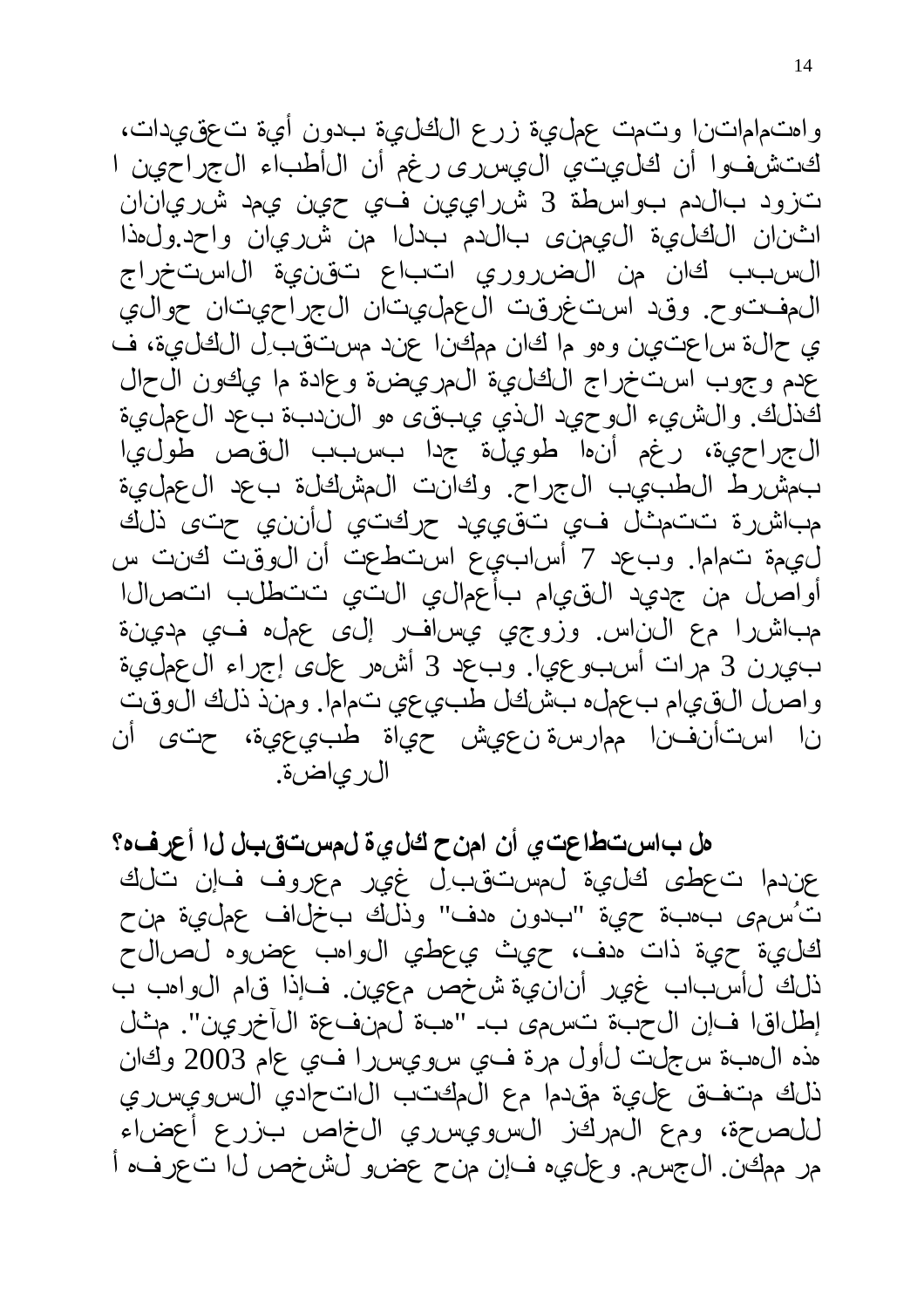واهتماماتنا وتمت عملية زرع الكلية بدون أية تعقيدات، اكتشفوا أن كليتي اليسرى رغم أن الأطباء الجراحين تزود بالدم بواسطة 3 شرايين في حين يمد شريانان اثنان الكلية اليمنى بالدم بدلا من شريان واحد.ولهذا السبب كان من الضروري اتباع تقنية الاستخراج المفتوح. وقد استغرقت العمليتان الجراحيتان حوالي ساعتين وهو ما كان ممكنا عند مستقبِل الكلية، في حالة عدم وجوب استخراج الكلية المريضة وعادة ما يكون الحال كذلك. والشيء الوحيد الذي يبقى هو الندبة بعد العملية الجراحية، رغم أنها طويلة جدا بسبب القص طوليا بمشرط الطبيب الجراح. وكانت المشكلة بعد العملية مباشرة تتمثل في تقييد حركتي لأنني حتى ذلك الوقت كنت سليمة تماما. وبعد 7 أسابيع استطعت أن أواصل من جديد القيام بأعمالي التي تتطلب اتصالا مباشرا مع الناس. وزوجي يسافر إلى عمله في مدينة بيرن 3 مرات أسبوعيا. وبعد 3 أشهر على إجراء العملية واصل القيام بعمله بشكل طبيعي تماما. ومنذ ذلك الوقت استأنفنا ممارسة نعيش حياة طبيعية، حتى أننا الرياضة.

**هل باستطاعتي أن امنح كلية لمستقبل لا أعرفه؟**

عندما تعطى كلية لمستقبِل غير معروف فإن تلك تُسمى بهبة حية "بدون هدف" وذلك بخلاف عملية منح كلية حية ذات هدف، حيث يعطي الواهب عضوه لصالح شخص معين. فإذا قام الواهب بذلك لأسباب غير أنانية إطلاقا فإن الحبة تسمى بـ "هبة لمنفعة الآخرين". مثل هذه الهبة سجلت لأول مرة في سويسرا في عام 2003 وكان ذلك متفق عليه مقدما مع المكتب الاتحادي السويسري للصحة، ومع المركز السويسري الخاص بزرع أعضاء الجسم. وعليه فإن منح عضو لشخص لا تعرفه أمر ممكن.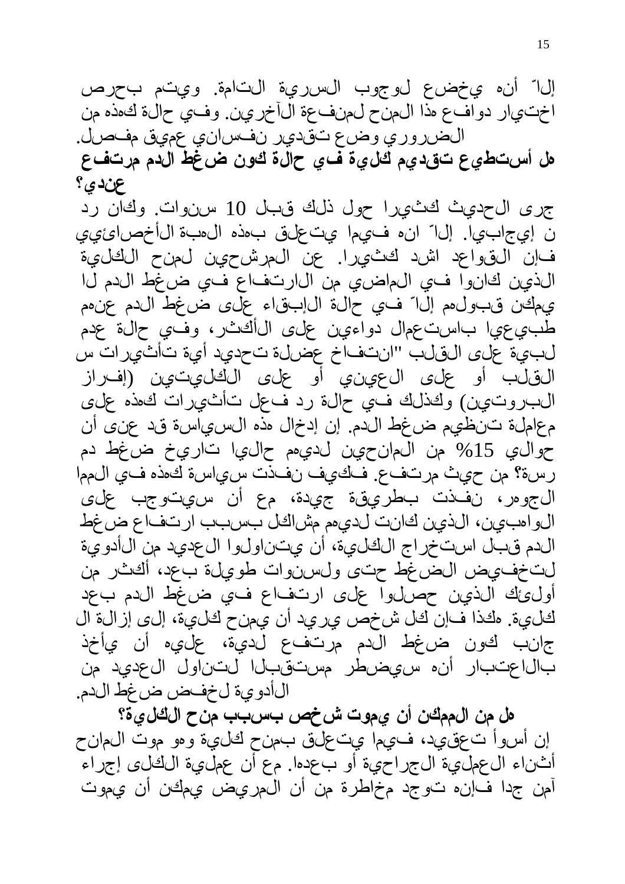إلاّ أنه يخضع لوجوب السرية التامة. ويتم بحرص اختيار دوافع هذا المنح لمنفعة الآخرين. وفي حالة كهذه من الضروري وضع تقدير نفساني عميق مفصل.

**هل أستطيع تقديم كلية في حالة كون ضغط الدم مرتفع عندي؟**

جرى الحديث كثيرا حول ذلك قبل 10 سنوات. وكان رد ن إيجابيا. إلاّ انه فيما يتعلق بهذه الهبة الأخصائيي فإن القواعد اشد كثيرا. عن المرشحين لمنح الكلية الذين كانوا في الماضي من الارتفاع في ضغط الدم لا يمكن قبولهم إلاّ في حالة الإبقاء على ضغط الدم عنهم طبيعيا باستعمال دواءين على الأكثر، وفي حالة عدم لبية على القلب "انتفاخ عضلة تحديد أية تأثيرات س القلب أو على العيني أو على الكليتين (إفراز البروتين) وكذلك في حالة رد فعل تأثيرات كهذه على معاملة تنظيم ضغط الدم. إن إدخال هذه السياسة قد عنى أن حوالي 15% من المانحين لديهم حاليا تاريخ ضغط دم رسة؟ من حيث مرتفع. فكيف نفذت سياسة كهذه في المما الجوهر، نفذت بطريقة جيدة، مع أن سيتوجب على الواهبين، الذين كانت لديهم مشاكل بسبب ارتفاع ضغط الدم قبل استخراج الكلية، أن يتناولوا العديد من الأدوية لتخفيض الضغط حتى ولسنوات طويلة بعد، أكثر من أولئك الذين حصلوا على ارتفاع في ضغط الدم بعد كلية. هكذا فإن كل شخص يريد أن يمنح كلية، إلى إزالة ال جانب كون ضغط الدم مرتفع لدية، عليه أن يأخذ بالاعتبار أنه سيضطر مستقبلا لتناول العديد من الأدوية لخفض ضغط الدم.

**هل من الممكن أن يموت شخص بسبب منح الكلية؟**

إن أسوأ تعقيد، فيما يتعلق بمنح كلية وهو موت المانح أثناء العملية الجراحية أو بعدها. مع أن عملية الكلى إجراء آمن جدا فإنه توجد مخاطرة من أن المريض يمكن أن يموت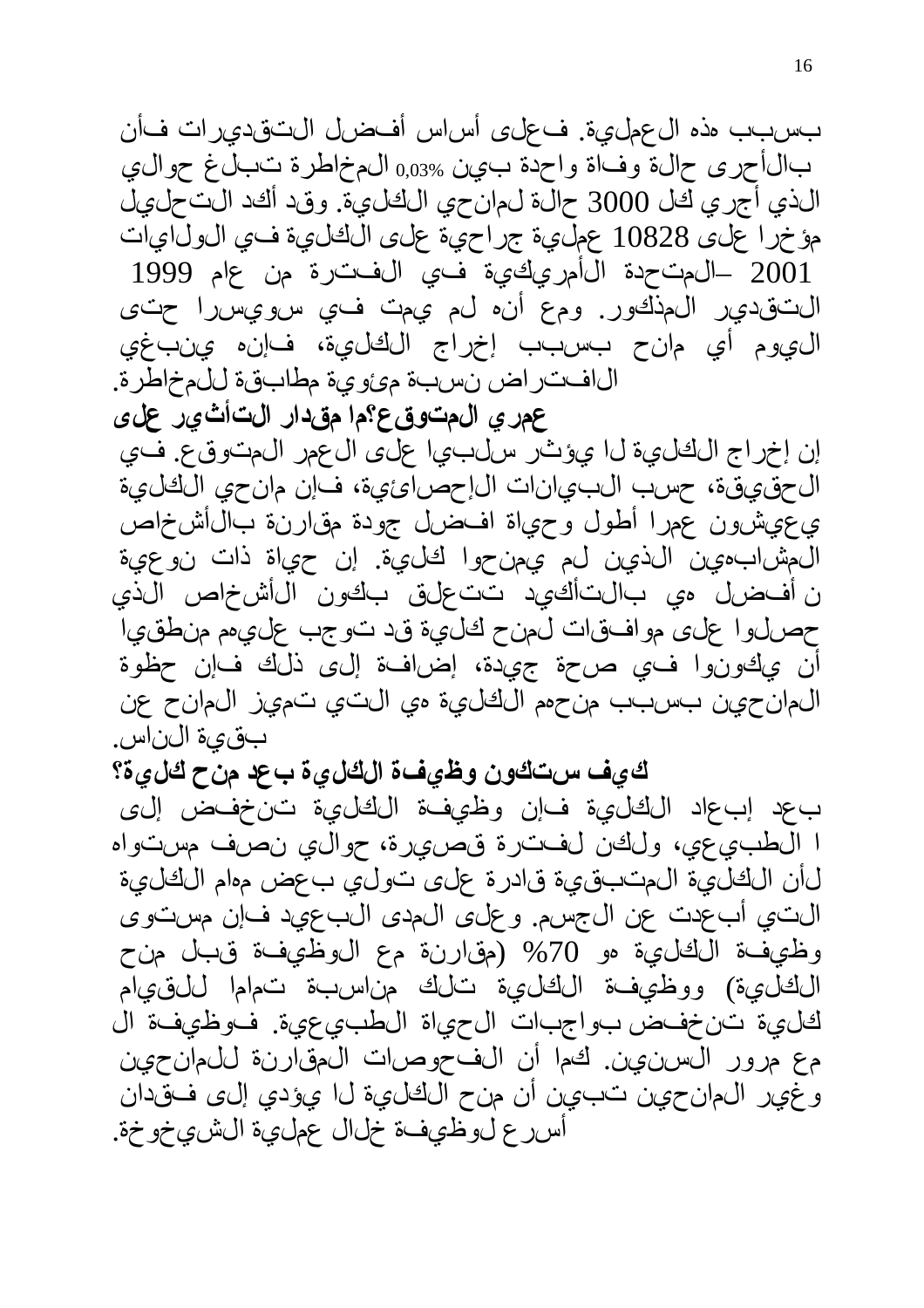بسبب هذه العملية. فعلى أساس أفضل التقديرات فأن بالأحرى حالة وفاة واحدة بين 0,03% المخاطرة تبلغ حوالي الذي أجري كل 3000 حالة لمانحي الكلية. وقد أكد التحليل مؤخرا على 10828 عملية جراحية على الكلية في الولايات 2001 –المتحدة الأمريكية في الفترة من عام 1999 التقدير المذكور. ومع أنه لم يمت في سويسرا حتى اليوم أي مانح بسبب إخراج الكلية، فإنه ينبغي الافتراض نسبة مئوية مطابقة للمخاطرة.

**عمري المتوقع؟ما مقدار التأثير على**

إن إخراج الكلية لا يؤثر سلبيا على العمر المتوقع. في الحقيقة، حسب البيانات الإحصائية، فإن مانحي الكلية يعيشون عمرا أطول وحياة افضل جودة مقارنة بالأشخاص المشابهين الذين لم يمنحوا كلية. إن حياة ذات نوعية ن أفضل هي بالتأكيد تتعلق بكون الأشخاص الذين حصلوا على موافقات لمنح كلية قد توجب عليهم منطقيا أن يكونوا في صحة جيدة، إضافة إلى ذلك فإن حظوة المانحين بسبب منحهم الكلية هي التي تميز المانح عن بقية الناس.

**كيف ستكون وظيفة الكلية بعد منح كلية؟**

بعد إبعاد الكلية فإن وظيفة الكلية تنخفض إلى ا الطبيعي، ولكن لفترة قصيرة، حوالي نصف مستواه لأن الكلية المتبقية قادرة على تولي بعض مهام الكلية التي أبعدت عن الجسم. وعلى المدى البعيد فإن مستوى وظيفة الكلية هو 70% (مقارنة مع الوظيفة قبل منح الكلية) ووظيفة الكلية تلك مناسبة تماما للقيام كلية تنخفض بواجبات الحياة الطبيعية. فوظيفة ال مع مرور السنين. كما أن الفحوصات المقارنة للمانحين وغير المانحين تبين أن منح الكلية لا يؤدي إلى فقدان أسرع لوظيفة خلال عملية الشيخوخة.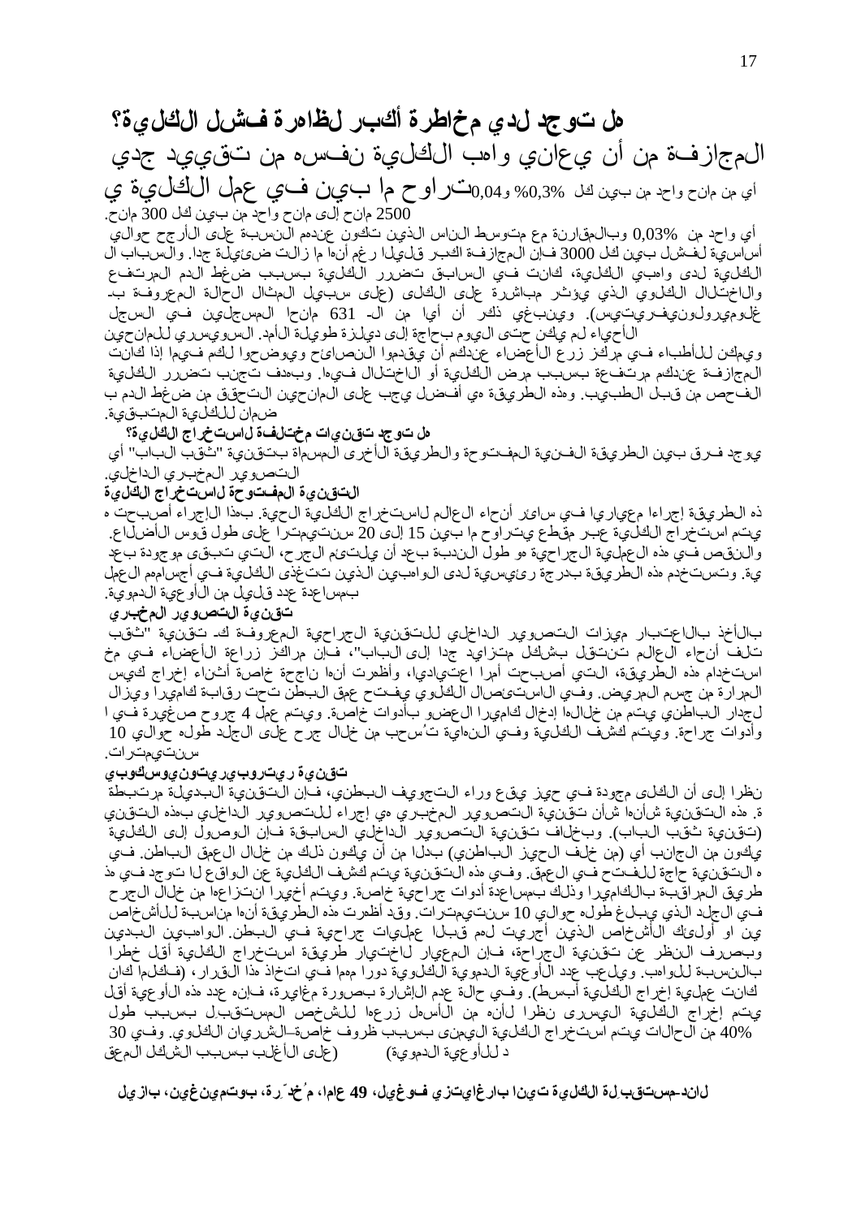# هل توجد لدي مخاطرة أكبر لظاهرة فشل الكلية؟

## المجازفة من أن يعاني واهب الكلية نفسه من تقييد جدي

## تتراوح ما بين في عمل الكلية ي أي من مانح واحد من بين كل 0,3% و0,04

2500 مانح إلى مانح واحد من بين كل 300 مانح.

أي واحد من 0,03% وبالمقارنة مع متوسط الناس الذين تكون عندهم النسبة على الأرجح حوالي أساسية لفشل بين كل 3000 فإن المجازفة الكبر قليلا رغم أنها ما زالت ضئيلة جدا. والسبباب ال الكلية لدى واهبي الكلية، كانت في السابق تضرر الكلية بسبب ضغط الدم المرتفع والاختلال الكلوي الذي يؤثر مباشرة على الكلى (على سبيل المثال الحالة المعروفة بـ غلوميرولونيفريتيس). وينبغي ذكر أن أيا من الـ 631 مانحا المسجلين في السجل السويسري للمانحين الأحياء لم يكن حتى اليوم بحاجة إلى ديلزة طويلة الأمد.

ويمكن للأطباء في مركز زرع الأعضاء عندكم أن يقدموا النصائح ويوضحوا لكم فيما إذا كانت المجازفة عندكم مرتفعة بسبب مرض الكلية أو الاختلال فيها. وبهدف تجنب تضرر الكلية الفحص من قبل الطبيب. وهذه الطريقة هي أفضل يجب على المانحين التحقق من ضغط الدم ب ضمان للكلية المتبقية.

### هل توجد تقنيات مختلفة لاستخراج الكلية؟

يوجد فرق بين الطريقة الفنية المفتوحة والطريقة الأخرى المسماة بتقنية "ثقب الباب" أي التصوير المخبري الداخلي.

### التقنية المفتوحة لاستخراج الكلية

ذه الطريقة إجراءا معياريا في سائر أنحاء العالم لاستخراج الكلية الحية. بهذا الإجراء أصبحت ه يتم استخراج الكلية عبر مقطع يتراوح ما بين 15 إلى 20 سنتيمترا على طول قوس الأضلاع. والنقص في هذه العملية الجراحية هو طول الندبة بعد أن يلتئم الجرح، التي تبقى موجودة بعد ية. وتستخدم هذه الطريقة بدرجة رئيسية لدى الواهبين الذين تتغذى الكلية في أجسامهم العمل بمساعدة عدد قليل من الأوعية الدموية.

### تقنية التصوير المخبري

بالأخذ بالاعتبار ميزات التصوير الداخلي للتقنية الجراحية المعروفة كـ تقنية "ثقب الباب"، فإن مراكز زراعة الأعضاء في مخ تلف أنحاء العالم تنتقل بشكل متزايد جدا إلى استخدام هذه الطريقة، التي أصبحت أمرا اعتياديا، وأظهرت أنها ناجحة خاصة أثناء إخراج كيس المرارة من جسم المريض. وفي الاستئصال الكلوي يفتح عمق البطن تحت رقابة كاميرا ويزال لجدار الباطني يتم من خلالها إدخال كاميرا العضو بأدوات خاصة. ويتم عمل 4 جروح صغيرة في ا وأدوات جراحة. ويتم كشف الكلية وفي النهاية تُسحب من خلال جرح على الجلد طوله حوالي 10 سنتيمترات.

### تقنية ريتروبيريتونيوسكوبي

نظرا إلى أن الكلى موجودة في حيز يقع وراء التجويف البطني، فإن التقنية البديلة مرتبطة ة. هذه التقنية شأنها شأن تقنية التصوير المخبري هي إجراء للتصوير الداخلي بهذه التقني (تقنية ثقب الباب). وبخلاف تقنية التصوير الداخلي السابقة فإن الوصول إلى الكلية يكون من الجانب أي (من خلف الحيز الباطني) بدلا من أن يكون ذلك من خلال العمق الباطن. في ه التقنية حاجة للفتح في العمق. وفي هذه التقنية يتم كشف الكلية عن الواقع لا توجد في هذ طريق المراقبة بالكاميرا وذلك بمساعدة أدوات جراحية خاصة. ويتم أخيرا انتزاعها من خلال الجرح في الجلد الذي يبلغ طوله حوالي 10 سنتيمترات. وقد أظهرت هذه الطريقة أنها مناسبة للأشخاص ين او أولئك الأشخاص الذين أجريت لهم قبلا عمليات جراحية في البطن. الواهبين البدين وبصرف النظر عن تقنية الجراحة، فإن المعيار لاختيار طريقة استخراج الكلية أقل خطرا بالنسبة للواهب. ويلعب عدد الأوعية الدموية الكلوية دورا مهما في اتخاذ هذا القرار، (فكلما كان كانت عملية إخراج الكلية أبسط). وفي حالة عدم الإشارة بصورة مغايرة، فإنه عدد هذه الأوعية أقل يتم إخراج الكلية اليسرى نظرا لأنه من الأسهل زرعها للشخص المستقبل بسبب طول 40% من الحالات يتم استخراج الكلية اليمنى بسبب ظروف خاصة–الشريان الكلوي. وفي 30 (على الأغلب بسبب الشكل المعقد للأوعية الدموية)

**لاندـمستقبلة الكلية تينا بارغايتزي فوغيل، 49 عاما، مُخدِّرة، بوتمينغين، بازيل**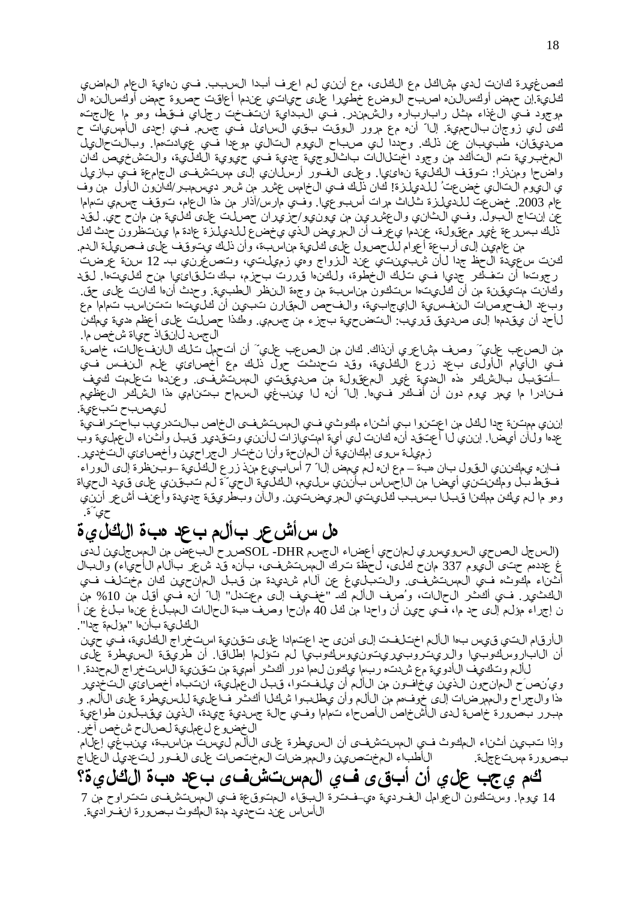كصغيرة كانت لدي مشاكل مع الكلى، مع أنني لم اعرف أبدا السبب. في نهاية العام الماضي إن حمض أوكسالنه اصبح الوضع خطيرا على حياتي عندما أعاقت حصوة حمض أوكسالنه الكلية. موجود في الغذاء مثل راوند والشمندر. في البداية انتفخت رجلاي فقط، وهو ما عالجته لي زوجي بالحمية. إلاّ أنه مع مرور الوقت بقي السائل في جسم. في إحدى الأمسيات حكى لي صديقان، طبيبان عن ذلك. وحددا لي صباح اليوم التالي موعدا في عيادتهما. وبالتحاليل المخبرية تم التأكد من وجود اختلالات باثالوجية جدية في حيوية الكلية، والتشخيص كان واضحا ومنذرا: توقف الكلية نهائيا. وعلى الفور أرسلاني إلى مستشفى الجامعة في بازيل في اليوم التالي خضعتُ للديلزة! كان ذلك في الخامس عشر من شهر ديسمبر/كانون الأول من عام 2003. خضعت للديلزة ثلاث مرات أسبوعيا. وفي مارس/آذار من هذا العام، توقف جسمي تماما عن إنتاج البول. وفي الثاني والعشرين من يونيو/حزيران حصلت على كلية من مانح حي. لقد حدث ذلك بسرعة غير معقولة، عندما يعرف أن المريض الذي يخضع للديلزة عادة ما ينتظرون من عامين إلى أربعة أعوام للحصول على كلية مناسبة، وأن ذلك يتوقف على فصيلة الدم.

كنت سعيدة الحظ جدا لأن شبينتي عند الزواج وهي زميلتي، وتصغرني بـ 12 سنة عرضت منح كليتها. لقد رجوتها أن تفكر جديا في تلك الخطوة، ولكنها قررت بحزم، بك تلقائيا وكانت متيقنة من أن كليتها ستكون مناسبة من وجهة النظر الطبية. وحدث أنها كانت على حق. وبعد الفحوصات النفسية الإيجابية، والفحص المقارن تبين أن كليتها تتناسب تماما مع الجسد. وهكذا حصلت على أعظم هدية يمكن لأحد أن يقدمها إلى صديق قريب: التضحية بجزء من جسمي لإنقاذ حياة شخص ما.

من الصعب عليّ وصف مشاعري آنذاك. كان من الصعب عليّ أن أتحمل تلك الانفعالات، خاصة في الأيام الأولى بعد زرع الكلية، وقد تحدثت حول ذلك مع أخصائي علم النفس في المستشفى. وعندها تعلمت كيف أتقبل بالشكر هذه الهدية غير المعقولة من صديقتي. إلاّ أنه لا ينبغي السماح بتنامي هذا الشكر العظيم ليصبح تبعية. فنادرا ما يمر يوم دون أن أفكر فيها.

إنني ممتنة جدا للكل من اعتنوا بي أثناء مكوثي في المستشفى الخاص بالتدريب باحترافية وب عدها ولأن أيضا. إنني لا أعتقد أنه كانت لي أية امتيازات لأنني وتقدير قبل وأثناء العملية زميلة سوى إمكانية أن المانحة وأنا نختار الجراحين وأخصائي التخدير.

فإنه يمكنني القول بان هبة – مع انه لم يمض إلاّ 7 أسابيع منذ زرع الكلية –وبنظرة إلى الوراء فقط بل ومكنتني أيضا من الإحساس بأنني سليم، الكلية الحيّة لم تبقني على قيد الحياة وهو ما لم يكن ممكنا قبلا بسبب كليتي المريضتين. والآن وبطريقة جديدة وأعنف أشعر أنني حيّة.

## هل سأشعر بألم بعد هبة الكلية

(السجل الصحي السويسري لمانحي أعضاء الجسم SOL -DHR صرح البعض من المسجلين لدى البالغ عددهم حتى اليوم 337 مانح كلى، لحظة ترك المستشفى، بأنه قد شعر بآلام الأحياء) والبالغ أثناء مكوثه في المستشفى. والتبليغ عن آلام شديدة من قبل المانحين كان مختلف في الكثير. في أكثر الحالات، وُصف الألم كـ "خفيف إلى معتدل" إلاّ أنه في أقل من 10% من إجراء مؤلم إلى حد ما، في حين أن واحدا من كل 40 مانحا وصف هبة الحالات المبلغ عنها بلغ عن أ الكلية بأنها "مؤلمة جدا".

الأرقام التي قيس بها الألم اختلفت إلى أدنى حد اعتمادا على تقنية استخراج الكلية، في حين أن الباروسكوبيا والريتروبيريتونيوسكوبيا لم تؤلما إطلاقا. أن طريقة السيطرة على الألم وتكيف الأدوية مع شدته ربما يكون لهما دور أكثر أهمية من تقنية الاستخراج المحددة. ا ويُنصَح المانحون الذين يخافون من الألم أن يلفتوا، قبل العملية، انتباه أخصائي التخدير هذا والجراح والممرضات إلى خوفهم من الألم وأن يطلبوا شكلا أكثر فاعلية للسيطرة على الألم. و مبرر بصورة خاصة لدى الأشخاص الأصحاء تماما وفي حالة جسدية جيدة، الذين يقبلون طواعية الخضوع لعملية لصالح شخص آخر.

وإذا تبين أثناء المكوث في المستشفى أن السيطرة على الألم ليست مناسبة، ينبغي إعلام الأطباء المختصين والممرضات المختصات على الفور لتعديل العلاج بصورة مستعجلة.

## كم يجب علي أن أبقى في المستشفى بعد هبة الكلية؟

7 فترة البقاء المتوقعة في المستشفى تتراوح من 14 يوما. وستكون العوامل الفردية هي الأساس عند تحديد مدة المكوث بصورة انفرادية.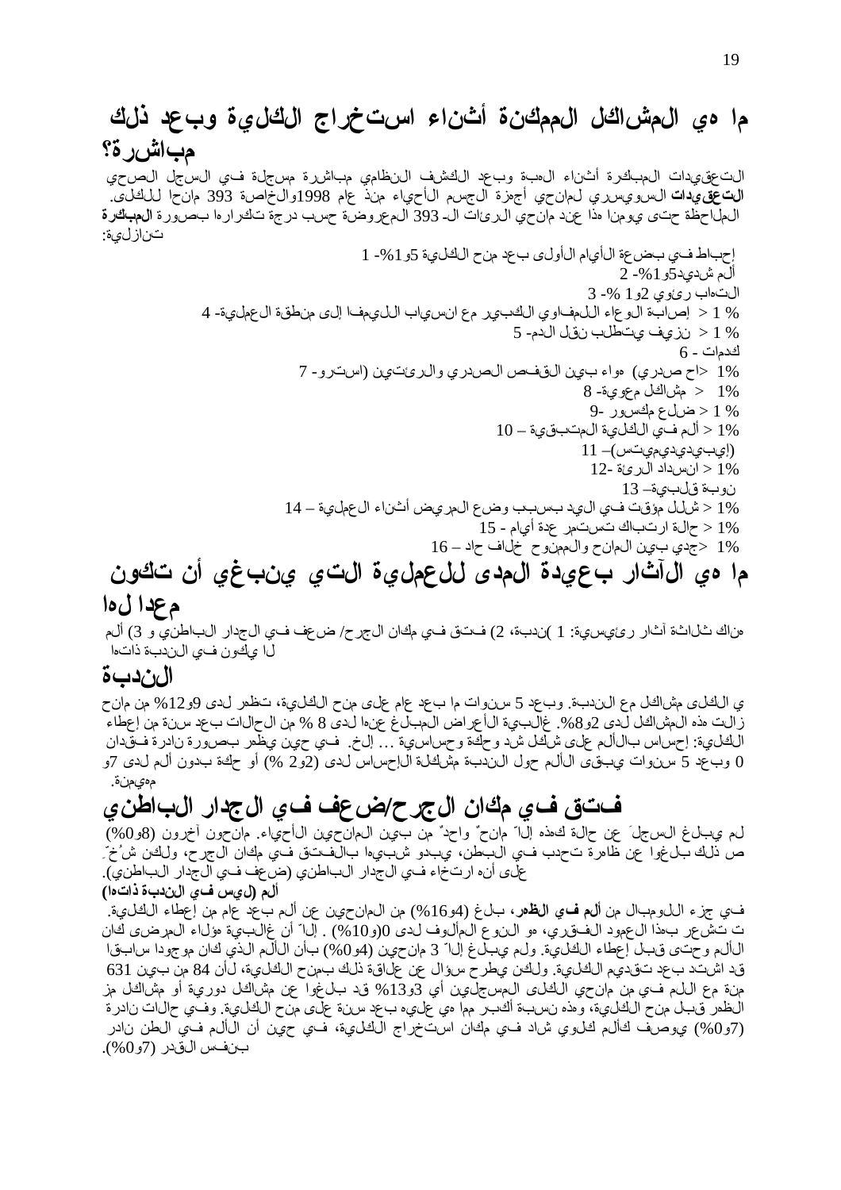# ما هي المشاكل الممكنة أثناء استخراج الكلية وبعد ذلك مباشرة؟

التعقيدات المبكرة أثناء الهبة وبعد الكشف النظامي مباشرة مسجلة في السجل الصحي **التعقيدات** السويسري لمانحي أجهزة الجسم الأحياء منذ عام 1998والخاصة 393 مانحا للكلى. الملاحظة حتى يومنا هذا عند مانحي الرئات الـ 393 المعروضة حسب درجة تكرارها بصورة **المبكرة** تنازلية:

إحباط في بضعة الأيام الأولى بعد منح الكلية 5و1%- 1
ألم شديد5و1%- 2
التهاب رئوي 2و1 %- 3
% 1 > إصابة الوعاء اللمفاوي الكبير مع انسياب الليمفا إلى منطقة العملية- 4
% 1 > نزيف يتطلب نقل الدم- 5
كدمات - 6
1% >اح صدري) هواء بين القفص الصدري والرئتين (استرو - 7
1% > مشاكل معوية- 8
% 1 > ضلع مكسور -9
1% > ألم في الكلية المتبقية – 10
(ايبيديديميتس)– 11
1% > انسداد الرئة -12
نوبة قلبية– 13
1% > شلل مؤقت في اليد بسبب وضع المريض أثناء العملية – 14
1% > حالة ارتباك تستمر عدة أيام - 15
1% >جدي بين المانح والممنوح خلاف حاد – 16

# ما هي الآثار بعيدة المدى للعملية التي ينبغي أن تكون معدا لها

هناك ثلاثة آثار رئيسية: 1 )ندبة، 2) فتق في مكان الجرح/ ضعف في الجدار الباطني و 3) ألم لا يكون في الندبة ذاتها

## الندبة

ي الكلى مشاكل مع الندبة. وبعد 5 سنوات ما بعد عام على منح الكلية، تظهر لدى 9و12% من مانح زالت هذه المشاكل لدى 2و8%. غالبية الأعراض المبلغ عنها لدى 8 % من الحالات بعد سنة من إعطاء الكلية: إحساس بالألم على شكل شد وحكة وحساسية ... إلخ. في حين يظهر بصورة نادرة فقدان 0 وبعد 5 سنوات يبقى الألم حول الندبة مشكلة الإحساس لدى (2و2 %) أو حكة بدون ألم لدى 7و مهيمنة.

## فتق في مكان الجرح/ضعف في الجدار الباطني

لم يبلغ السجل عن حالة كهذه إلا مانحٌ واحدٌ من بين المانحين الأحياء. مانحون آخرون (8و0%) ص ذلك بلغوا عن ظاهرة تحدب في البطن، ويبدو شبيها بالفتق في مكان الجرح، ولكن شُخِّ على أنه ارتخاء في الجدار الباطني (ضعف في الجدار الباطني).

**ألم (ليس في الندبة ذاتها)**

في جزء اللومبال من **ألم في الظهر**، بلغ (4و16%) من المانحين عن ألم بعد عام من إعطاء الكلية. ت تشعر بهذا العمود الفقري، هو النوع المألوف لدى 0(و10%) . إلا أن غالبية هؤلاء المرضى كان الألم وحتى قبل إعطاء الكلية. ولم يبلغ إلا 3 مانحين (4و0%) بأن الألم الذي كان موجودا سابقا قد اشتد بعد تقديم الكلية. ولكن يطرح سؤال عن علاقة ذلك بمنح الكلية، لأن 84 من بين 631 منة مع اللم في من مانحي الكلى المسجلين أي 3و13% قد بلغوا عن مشاكل دورية أو مشاكل مز الظهر قبل منح الكلية، وهذه نسبة أكبر مما هي عليه بعد سنة على منح الكلية. وفي حالات نادرة (7و0%) يوصف كألم كلوي شاد في مكان استخراج الكلية، في حين أن الألم في البطن نادر بنفس القدر (7و0%).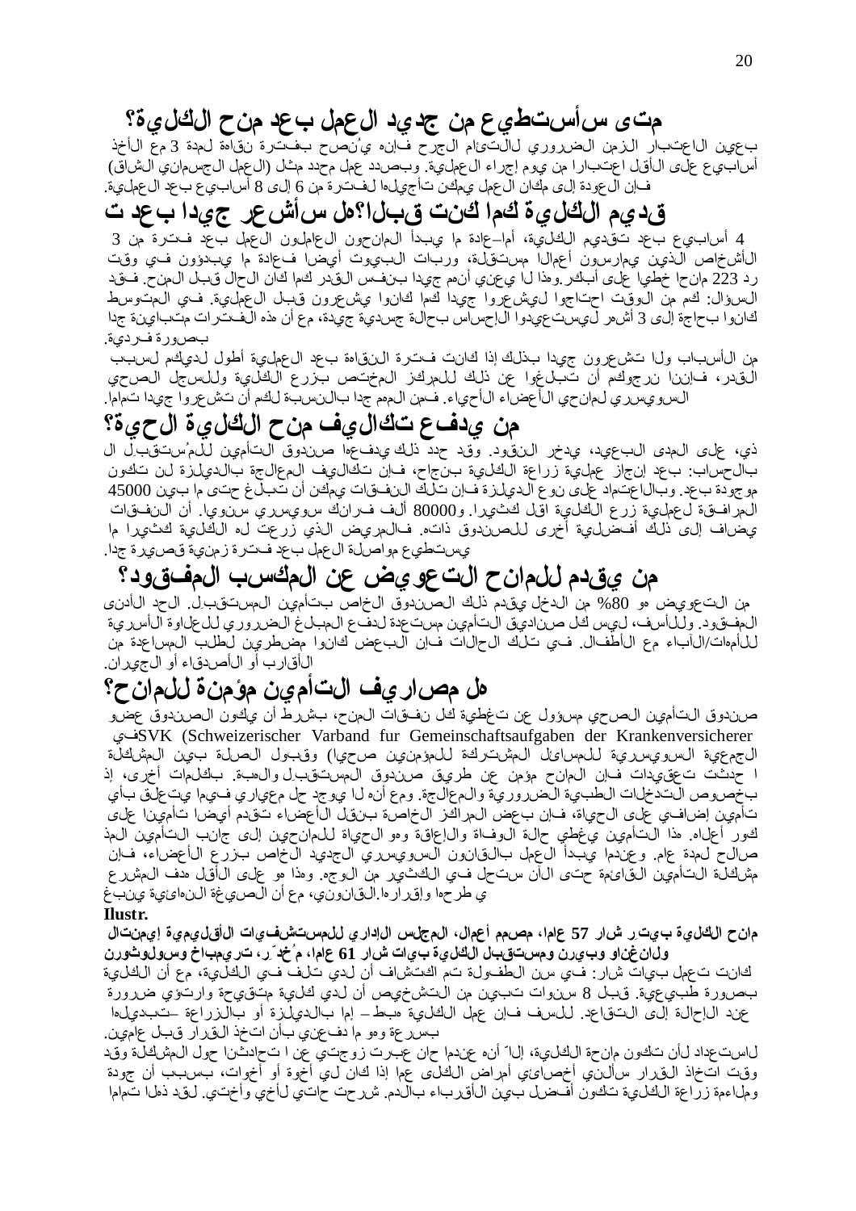# متى سأستطيع من جديد العمل بعد منح الكلية؟

بعين الاعتبار الزمن الضروري لالتئام الجرح فإنه يُنصح بفترة نقاهة لمدة 3 مع الأخذ أسابيع على الأقل اعتبارا من يوم إجراء العملية. وبصدد عمل محدد مثل (العمل الجسماني الشاق) فإن العودة إلى مكان العمل يمكن تأجيلها لفترة من 6 إلى 8 أسابيع بعد العملية.

# قديم الكلية كما كنت قبلا؟هل سأشعر جيدا بعد ت

4 أسابيع بعد تقديم الكلية، أما–عادة ما يبدأ المانحون العاملون العمل بعد فترة من 3 الأشخاص الذين يمارسون أعمالا مستقلة، وربات البيوت أيضا فعادة ما يبدؤون في وقت رد 223 مانحا خطيا على أبكر.وهذا لا يعني أنهم جيدا بنفس القدر كما كان الحال قبل المنح. فقد السؤال: كم من الوقت احتاجوا ليشعروا جيدا كما كانوا يشعرون قبل العملية. في المتوسط كانوا بحاجة إلى 3 أشهر ليستعيدوا الإحساس بحالة جسدية جيدة، مع أن هذه الفترات متباينة جدا بصورة فردية.

من الأسباب ولا تشعرون جيدا بذلك إذا كانت فترة النقاهة بعد العملية أطول لديكم لسبب القدر، فإننا نرجوكم أن تبلغوا عن ذلك للمركز المختص بزرع الكلية وللسجل الصحي السويسري لمانحي الأعضاء الأحياء. فمن المهم جدا بالنسبة لكم أن تشعروا جيدا تماما.

# من يدفع تكاليف منح الكلية الحية؟

ذي، على المدى البعيد، يدخر النقود. وقد حدد ذلك يدفعها صندوق التأمين للمُستقبل ال بالحساب: بعد إنجاز عملية زراعة الكلية بنجاح، فإن تكاليف المعالجة بالديلزة لن تكون موجودة بعد. وبالاعتماد على نوع الديلزة فإن تلك النفقات يمكن أن تبلغ حتى ما بين 45000 المرافقة لعملية زرع الكلية اقل كثيرا. و80000 ألف فرانك سويسري سنويا. أن النفقات يضاف إلى ذلك أفضلية أخرى للصندوق ذاته. فالمريض الذي زرعت له الكلية كثيرا ما يستطيع مواصلة العمل بعد فترة زمنية قصيرة جدا.

# من يقدم للمانح التعويض عن المكسب المفقود؟

من التعويض هو 80% من الدخل يقدم ذلك الصندوق الخاص بتأمين المستقبل. الحد الأدنى المفقود. وللأسف، ليس كل صناديق التأمين مستعدة لدفع المبلغ الضروري للعلاوة الأسرية للأمهات/الآباء مع الأطفال. في تلك الحالات فإن البعض كانوا مضطرين لطلب المساعدة من الأقارب أو الأصدقاء أو الجيران.

# هل مصاريف التأمين مؤمنة للمانح؟

صندوق التأمين الصحي مسؤول عن تغطية كل نفقات المنح، بشرط أن يكون الصندوق عضو فيSVK (Schweizerischer Varband fur Gemeinschaftsaufgaben der Krankenversicherer الجمعية السويسرية للمسائل المشتركة للمؤمنين صحيا) وقبول الصلة بين المشكلة ا حدثت تعقيدات فإن المانح مؤمن عن طريق صندوق المستقبل والهبة. بكلمات أخرى، إذ بخصوص التدخلات الطبية الضرورية والمعالجة. ومع أنه لا يوجد حل معياري فيما يتعلق بأي تأمين إضافي على الحياة، فإن بعض المراكز الخاصة بنقل الأعضاء تقدم أيضا تأمينا على كور أعلاه. هذا التأمين يغطي حالة الوفاة والإعاقة وهو الحياة للمانحين إلى جانب التأمين المذ صالح لمدة عام. وعندما يبدأ العمل بالقانون السويسري الجديد الخاص بزرع الأعضاء، فإن مشكلة التأمين القائمة حتى الآن ستحل في الكثير من الوجه. وهذا هو على الأقل هدف المشرع ي طرحها وإقرارها.القانوني، مع أن الصيغة النهائية ينبغ

**Ilustr.**

**مانح الكلية بيات شار 57 عاما، مصمم أعمال، المجلس الإداري للمستشفيات الأقليمية إيمنتال ولانغناو وبيرن ومستقبل الكلية بيات شار 61 عاما، مُخدِّر، تريمباخ وسولوثورن**

كانت تعمل بيات شار: في سن الطفولة تم اكتشاف أن لدي تلف في الكلية، مع أن الكلية بصورة طبيعية. قبل 8 سنوات تبين من التشخيص أن لدي كلية متقيحة وارتؤي ضرورة عند الإحالة إلى التقاعد. للسف فإن عمل الكلية هبط – إما بالديلزة أو بالزراعة –تبديلها بسرعة وهو ما دفعني بأن اتخذ القرار قبل عامين.

لاستعداد لأن تكون مانحة الكلية، إلاّ أنه عندما حان عبرت زوجتي عن ا تحادثنا حول المشكلة وقد وقت اتخاذ القرار سألني أخصائي أمراض الكلى عما إذا كان لي أخوة أو أخوات، بسبب أن جودة وملاءمة زراعة الكلية تكون أفضل بين الأقرباء بالدم. شرحت حاتي لأخي وأختي. لقد ذهلا تماما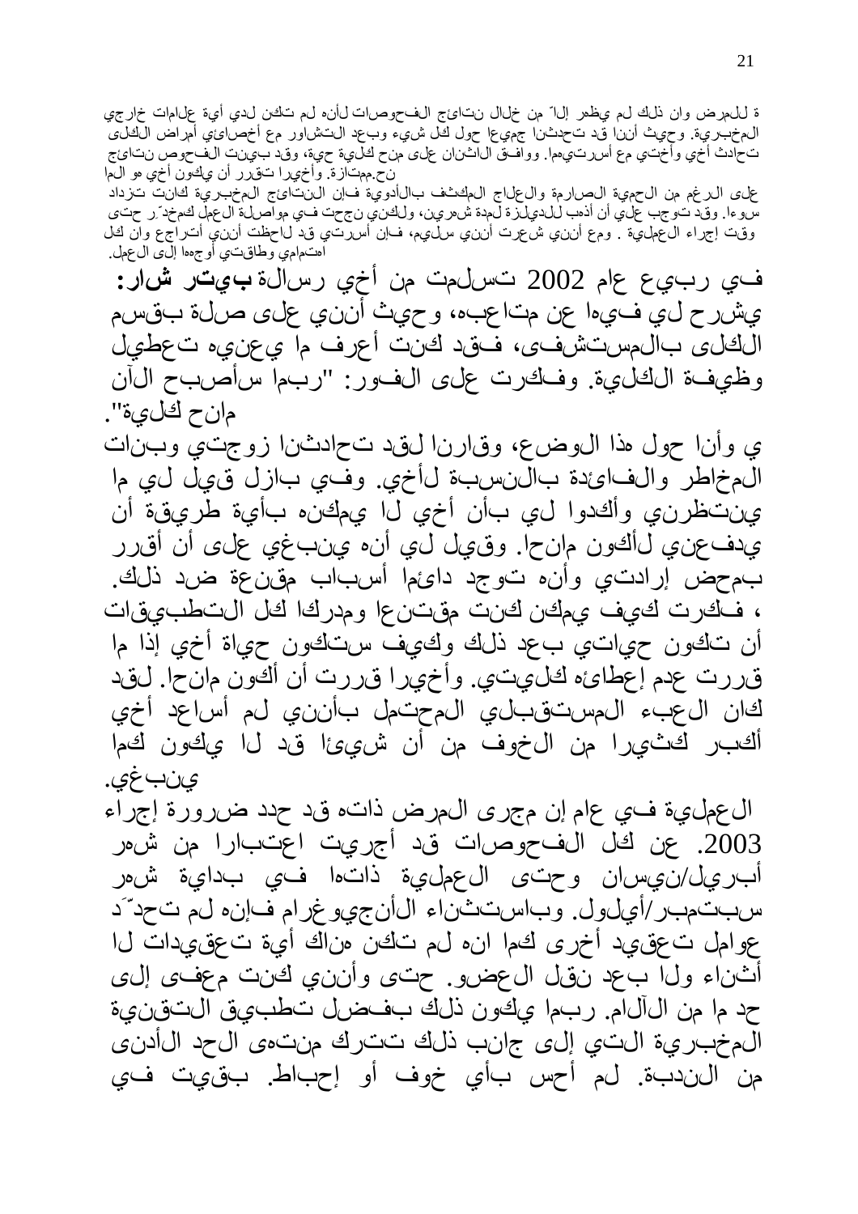ة للمرض وان ذلك لم يظهر إلا ّ من خلال نتائج الفحوصات لأنه لم تكن لدي أية علامات خارجي المخبرية. وحيث أننا قد تحدثنا جميعا حول كل شيء وبعد التشاور مع أخصائيي أمراض الكلى تحادث أخي وأختي مع أسرتيهما. ووافق الاثنان على منح كلية حية، وقد بينت الفحوص نتائج نح.ممتازة. وأخيرا تقرر أن يكون أخي هو الما

على الرغم من الحمية الصارمة والعلاج المكثف بالأدوية فإن النتائج المخبرية كانت تزداد سوءا. وقد توجب علي أن أذهب للديلزة لمدة شهرين، ولكني نجحت في مواصلة العمل كمخدّ ر حتى وقت إجراء العملية . ومع أنني شعرت أنني سليم، فإن أسرتي قد لاحظت أنني أتراجع وان كل اهتمامي وطاقتي أوجهها إلى العمل.

في ربيع عام 2002 تسلمت من أخي رسالة **بيتر شار:** يشرح لي فيها عن متاعبه، وحيث أنني على صلة بقسم الكلى بالمستشفى، فقد كنت أعرف ما يعنيه تعطيل وظيفة الكلية. وفكرت على الفور: "ربما سأصبح الآن مانح كلية".

ي وأنا حول هذا الوضع، وقارنا لقد تحادثنا زوجتي وبنات المخاطر والفائدة بالنسبة لأخي. وفي بازل قيل لي ما ينتظرني وأكدوا لي بأن أخي لا يمكنه بأية طريقة أن يدفعني لأكون مانحا. وقيل لي أنه ينبغي على أن أقرر بمحض إرادتي وأنه توجد دائما أسباب مقنعة ضد ذلك. ، فكرت كيف يمكن كنت مقتنعا ومدركا كل التطبيقات أن تكون حياتي بعد ذلك وكيف ستكون حياة أخي إذا ما قررت عدم إعطائه كليتي. وأخيرا قررت أن أكون مانحا. لقد كان العبء المستقبلي المحتمل بأنني لم أساعد أخي أكبر كثيرا من الخوف من أن شيئا قد لا يكون كما ينبغي.

العملية في عام إن مجرى المرض ذاته قد حدد ضرورة إجراء 2003. عن كل الفحوصات قد أجريت اعتبارا من شهر أبريل/نيسان وحتى العملية ذاتها في بداية شهر سبتمبر/أيلول. وباستثناء الأنجيوغرام فإنه لم تحدّ َد عوامل تعقيد أخرى كما انه لم تكن هناك أية تعقيدات لا أثناء ولا بعد نقل العضو. حتى وأنني كنت معفى إلى حد ما من الآلام. ربما يكون ذلك بفضل تطبيق التقنية المخبرية التي إلى جانب ذلك تترك منتهى الحد الأدنى من الندبة. لم أحس بأي خوف أو إحباط. بقيت في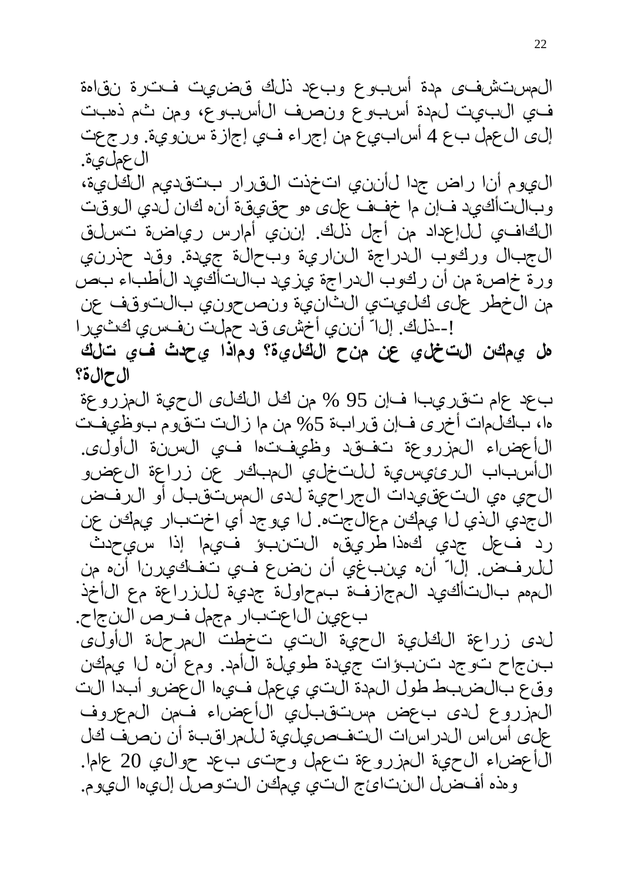المستشفى مدة أسبوع وبعد ذلك قضيت فترة نقاهة في البيت لمدة أسبوع ونصف الأسبوع، ومن ثم ذهبت إلى العمل بع 4 أسابيع من إجراء في إجازة سنوية. ورجعت العملية.

اليوم أنا راض جدا لأنني اتخذت القرار بتقديم الكلية، وبالتأكيد فإن ما خفف على هو حقيقة أنه كان لدي الوقت الكافي للإعداد من أجل ذلك. إنني أمارس رياضة تسلق الجبال وركوب الدراجة النارية وبحالة جيدة. وقد حذرني الأطباء بالتأكيد بصورة خاصة من أن ركوب الدراجة يزيد بص من الخطر على كليتي الثانية ونصحوني بالتوقف عن ذلك. إلاّ أنني أخشى قد حملت نفسي كثيرا--!

**هل يمكن التخلي عن منح الكلية؟ وماذا يحدث في تلك الحالة؟**

بعد عام تقريبا فإن 95 % من كل الكلى الحية المزروعة ها، بكلمات أخرى فإن قرابة 5% من ما زالت تقوم بوظيفت الأعضاء المزروعة تفقد وظيفتها في السنة الأولى. الأسباب الرئيسية للتخلي المبكر عن زراعة العضو الحي هي التعقيدات الجراحية لدى المستقبل أو الرفض الجدي الذي لا يمكن معالجته. لا يوجد أي اختبار يمكن عن رد فعل جدي كهذا طريقه التنبؤ فيما إذا سيحدث للرفض. إلاّ أنه ينبغي أن نضع في تفكيرنا أنه من المهم بالتأكيد المجازفة بمحاولة جدية للزراعة مع الأخذ بعين الاعتبار مجمل فرص النجاح.

لدى زراعة الكلية الحية التي تخطت المرحلة الأولى بنجاح توجد تنبؤات جيدة طويلة الأمد. ومع أنه لا يمكن وقع بالضبط طول المدة التي يعمل فيها العضو أبدا الت المزروع لدى بعض مستقبلي الأعضاء فمن المعروف على أساس الدراسات التفصيلية للمراقبة أن نصف كل الأعضاء الحية المزروعة تعمل وحتى بعد حوالي 20 عاما. وهذه أفضل النتائج التي يمكن التوصل إليها اليوم.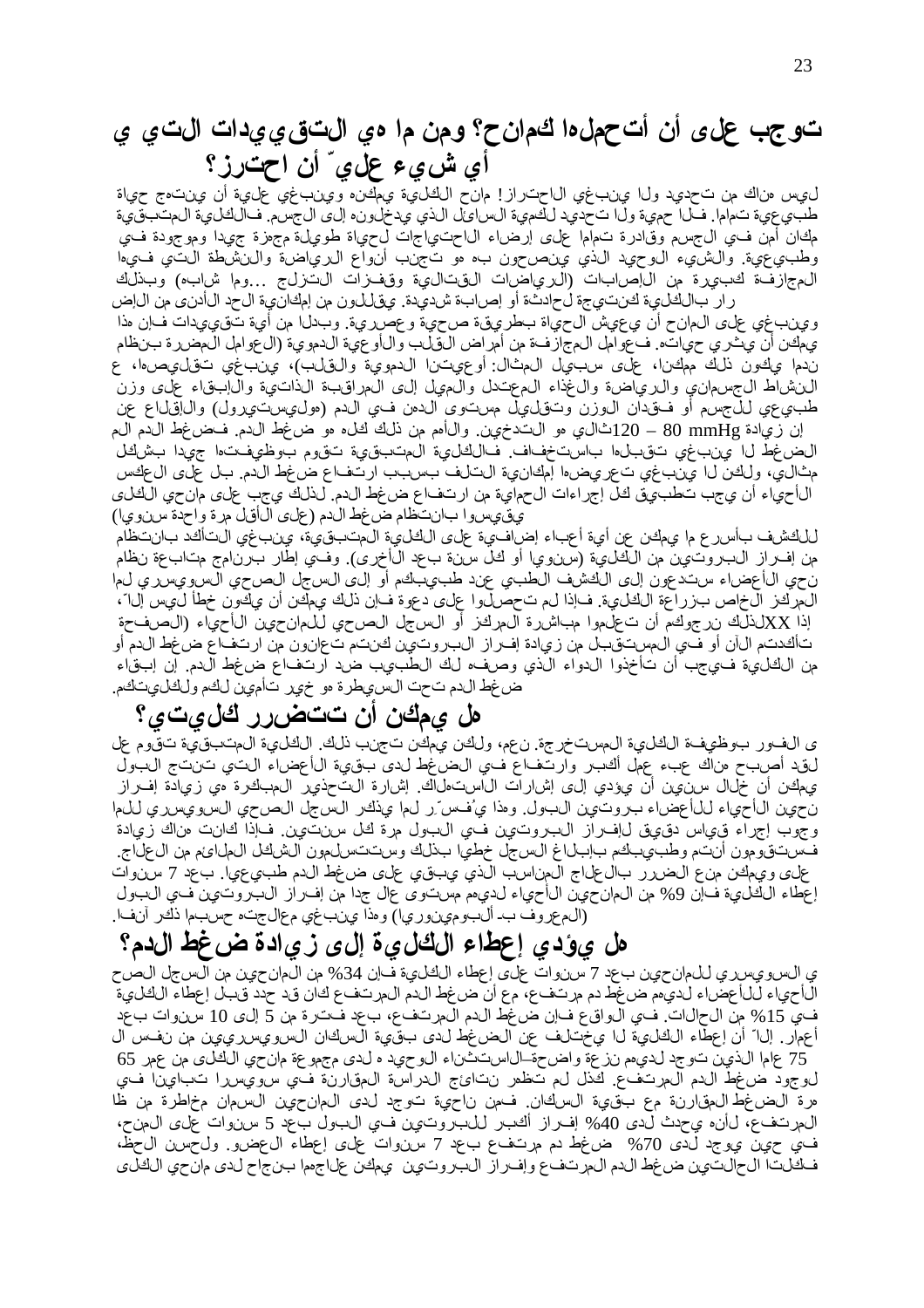# توجب على أن أتحملها كمانح؟ ومن ما هي التقييدات التي ي أي شيء علي ّ أن احترز؟

ليس هناك من تحديد ولا ينبغي الاحتراز! مانح الكلية يمكنه وينبغي عليه أن ينتهج حياة طبيعية تماما. فلا حمية ولا تحديد لكمية السائل الذي يدخلونه إلى الجسم. فالكلية المتبقية مكان أمن في الجسم وقادرة تماما على إرضاء الاحتياجات لحياة طويلة مجهزة جيدا وموجودة في وطبيعية. والشيء الوحيد الذي ينصحون به هو تجنب أنواع الرياضة والنشطة التي فيها المجازفة كبيرة من الإصابات (الرياضات القتالية وقفزات التزلج ...وما شابه) وبذلك رار بالكلية كنتيجة لحادثة أو إصابة شديدة. يقللون من إمكانية الحد الأدنى من الإض

وينبغي على المانح أن يعيش الحياة بطريقة صحية وعصرية. وبدلا من أية تقييدات فإن هذا يمكن أن يثري حياته. فعوامل المجازفة من أمراض القلب والأوعية الدموية (العوامل المضرة بنظام ندما يكون ذلك ممكنا، على سبيل المثال: أوعيتنا الدموية والقلب)، ينبغي تقليصها، ع النشاط الجسماني والرياضة والغذاء المعتدل والميل إلى المراقبة الذاتية والإبقاء على وزن طبيعي للجسم أو فقدان الوزن وتقليل مستوى الدهن في الدم (مولستيرول) والإقلاع عن إن زيادة 80 – 120 mmHg ثالي هو التدخين. والأهم من ذلك كله هو ضغط الدم. فضغط الدم الم الضغط لا ينبغي تقبلها باستخفاف. فالكلية المتبقية تقوم بوظيفتها جيدا بشكل مثالي، ولكن لا ينبغي تعريضها إمكانية التلف بسبب ارتفاع ضغط الدم. بل على العكس الأحياء أن يجب تطبيق كل إجراءات الحماية من ارتفاع ضغط الدم. لذلك يجب على مانحي الكلى يقيسوا بانتظام ضغط الدم (على الأقل مرة واحدة سنويا)

للكشف بأسرع ما يمكن عن أية أعباء إضافية على الكلية المتبقية، ينبغي التأكد بانتظام من إفراز البروتين من الكلية (سنويا أو كل سنة بعد الأخرى). وفي إطار برنامج متابعة نظام نحي الأعضاء ستدعون إلى الكشف الطبي عند طبيبكم أو إلى السجل الصحي السويسري لما المركز الخاص بزراعة الكلية. فإذا لم تحصلوا على دعوة فإن ذلك يمكن أن يكون خطأ ليس إلا ّ، إذا XXلذلك نرجوكم أن تعلموا مباشرة المركز أو السجل الصحي للمانحين الأحياء (الصفحة تأكدتم الآن أو في المستقبل من زيادة إفراز البروتين كنتم تعانون من ارتفاع ضغط الدم أو من الكلية فيجب أن تأخذوا الدواء الذي وصفه لك الطبيب ضد ارتفاع ضغط الدم. إن إبقاء ضغط الدم تحت السيطرة هو خير تأمين لكم ولكليتكم.

# هل يمكن أن تتضرر كليتي؟

ى الفور بوظيفة الكلية المستخرجة. نعم، ولكن يمكن تجنب ذلك. الكلية المتبقية تقوم عل لقد أصبح هناك عبء عمل أكبر وارتفاع في الضغط لدى بقية الأعضاء التي تنتج البول يمكن أن خلال سنين أن يؤدي إلى إشارات الاستهلاك. إشارة التحذير المبكرة هي زيادة إفراز نحين الأحياء للأعضاء بروتين البول. وهذا يُفسـّر لما يذكر السجل الصحي السويسري للما وجوب إجراء قياس دقيق لإفراز البروتين في البول مرة كل سنتين. فإذا كانت هناك زيادة فستقومون أنتم وطبيبكم بإبلاغ السجل خطيا بذلك وستتسلمون الشكل الملائم من العلاج. على ويمكن منع الضرر بالعلاج المناسب الذي يبقي على ضغط الدم طبيعيا. بعد 7 سنوات إعطاء الكلية فإن 9% من المانحين الأحياء لديهم مستوى عال جدا من إفراز البروتين في البول (المعروف بـ ألبومينوريا) وهذا ينبغي معالجته حسبما ذكر آنفا.

# هل يؤدي إعطاء الكلية إلى زيادة ضغط الدم؟

ي السويسري للمانحين بعد 7 سنوات على إعطاء الكلية فإن 34% من المانحين من السجل الصح الأحياء للأعضاء لديهم ضغط دم مرتفع، مع أن ضغط الدم المرتفع كان قد حدد قبل إعطاء الكلية في 15% من الحالات. في الواقع فإن ضغط الدم المرتفع، بعد فترة من 5 إلى 10 سنوات بعد أعمار. إلا ّ أن إعطاء الكلية لا يختلف عن الضغط لدى بقية السكان السويسريين من نفس ال 75 عاما الذين توجد لديهم نزعة واضحة–الاستثناء الوحيد ه لدى مجموعة مانحي الكلى من عمر 65 لوجود ضغط الدم المرتفع. كذل لم تظهر نتائج الدراسة المقارنة في سويسرا تباينا في مرة الضغط المقارنة مع بقية السكان. فمن ناحية توجد لدى المانحين السمان مخاطرة من ظا المرتفع، لأنه يحدث لدى 40% إفراز أكبر للبروتين في البول بعد 5 سنوات على المنح، في حين يوجد لدى 70% ضغط دم مرتفع بعد 7 سنوات على إعطاء العضو. ولحسن الحظ، فكلتا الحالتين ضغط الدم المرتفع وإفراز البروتين يمكن علاجهما بنجاح لدى مانحي الكلى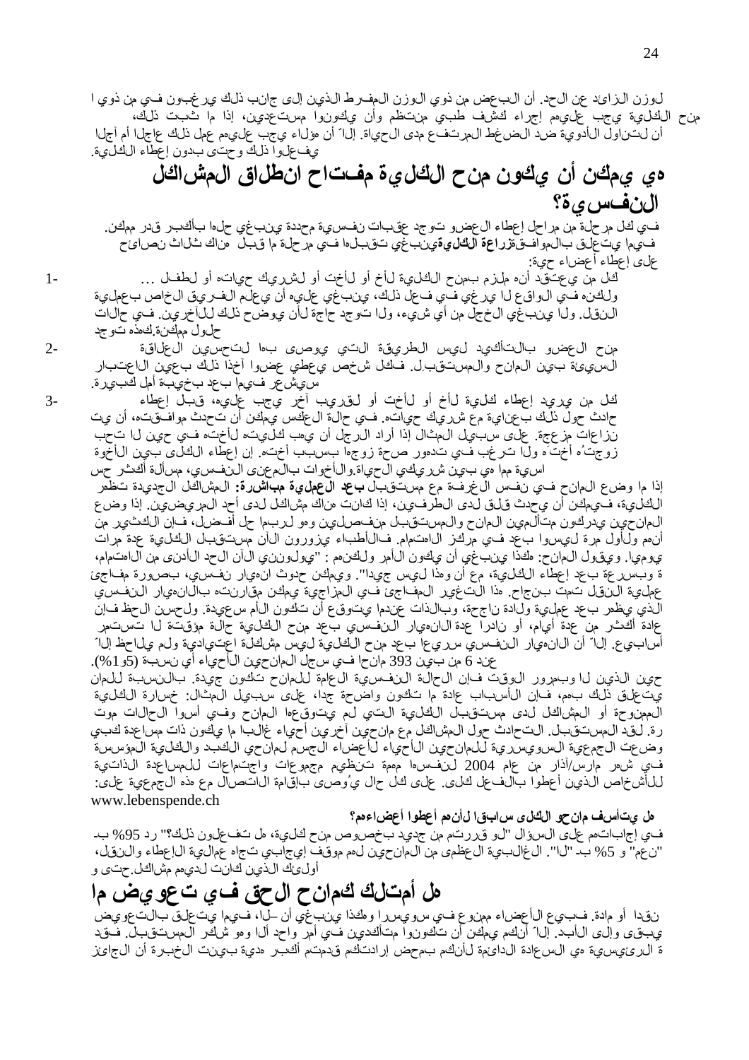لوزن الزائد عن الحد. أن البعض من ذوي الوزن المفرط الذين إلى جانب ذلك يرغبون في من ذوي ا
منح الكلية يجب عليهم إجراء كشف طبي منتظم وأن يكونوا مستعدين، إذا ما ثبت ذلك،
أن لتناول الأدوية ضد الضغط المرتفع مدى الحياة. إلاّ أن هؤلاء يجب عليهم عمل ذلك عاجلا أم آجلا
يفعلوا ذلك وحتى بدون إعطاء الكلية.

# هي يمكن أن يكون منح الكلية مفتاح انطلاق المشاكل النفسية؟

في كل مرحلة من مراحل إعطاء العضو توجد عقبات نفسية محددة ينبغي حلها بأكبر قدر ممكن. فيما يتعلق بالموافقة**زراعة الكلية**ينبغي تقبلها في مرحلة ما قبل هناك ثلاث نصائح على إعطاء أعضاء حية:

1- كل من يعتقد أنه ملزم بمنح الكلية لأخ أو لأخت أو لشريك حياته أو لطفل ... ولكنه في الواقع لا يرغي في فعل ذلك، ينبغي عليه أن يعلم الفريق الخاص بعملية النقل. ولا ينبغي الخجل من أي شيء، ولا توجد حاجة لأن يوضح ذلك للآخرين. في حالات حلول ممكنة.كهذه توجد

2- منح العضو بالتأكيد ليس الطريقة التي يوصى بها لتحسين العلاقة السيئة بين المانح والمستقبل. فكل شخص يعطي عضوا آخذا ذلك بعين الاعتبار سيشعر فيما بعد بخيبة أمل كبيرة.

3- كل من يريد إعطاء كلية لأخ أو لأخت أو لقريب آخر يجب عليه، قبل إعطاء حادث حول ذلك بعناية مع شريك حياته. في حالة العكس يمكن أن تحدث موافقته، أن يت نزاعات مزعجة. على سبيل المثال إذا أراد الرجل أن يهب كليته لأخته في حين لا تحب زوجته أختَه ولا ترغب في تدهور صحة زوجها بسبب أخته. إن إعطاء الكلى بين الأخوة اسية مما هي بين شريكي الحياة.والأخوات بالمعنى النفسي، مسألة أكثر حس

إذا ما وضع المانح في نفس الغرفة مع مستقبل **بعد العملية مباشرة:** المشاكل الجديدة تظهر الكلية، فيمكن أن يحدث قلق لدى الطرفين، إذا كانت هناك مشاكل لدى أحد المريضين. إذا وضع المانحين يدركون متألمين المانح والمستقبل منفصلين وهو لربما حل أفضل، فإن الكثير من أنهم ولأول مرة ليسوا بعد في مركز الاهتمام. فالأطباء يزورون الآن مستقبل الكلية عدة مرات يوميا. ويقول المانح: هكذا ينبغي أن يكون الأمر ولكنهم : "يولونني الآن الحد الأدنى من الاهتمام، ة وبسرعة بعد إعطاء الكلية، مع أن وهذا ليس جيدا". ويمكن حدوث انهيار نفسي، بصورة مفاجئ عملية النقل تمت بنجاح. هذا التغير المفاجئ في المزاجية يمكن مقارنته بالانهيار النفسي الذي يظهر بعد عملية ولادة ناجحة، وبالذات عندما يتوقع أن تكون الأم سعيدة. ولحسن الحظ فإن عادة أكثر من عدة أيام، أو نادرا عدة الانهيار النفسي بعد منح الكلية حالة مؤقتة لا تستمر أسابيع. إلاّ أن الانهيار النفسي سريعا بعد منح الكلية ليس مشكلة اعتيادية ولم يلاحظ إلاّ عند 6 من بين 393 مانحا في سجل المانحين الأحياء أي نسبة (5و1%).

حين الذين لا وبمرور الوقت فإن الحالة النفسية العامة للمانح تكون جيدة. بالنسبة للمان يتعلق ذلك بهم، فإن الأسباب عادة ما تكون واضحة جدا، على سبيل المثال: خسارة الكلية الممنوحة أو المشاكل لدى مستقبل الكلية التي لم يتوقعها المانح وفي أسوأ الحالات موت رة. لقد المستقبل. التحادث حول المشاكل مع مانحين آخرين أحياء غالبا ما يكون ذات مساعدة كبي وضعت الجمعية السويسرية للمانحين الأحياء لأعضاء الجسم لمانحي الكبد والكلية المؤسسة في شهر مارس/آذار من عام 2004 لنفسها مهمة تنظيم مجموعات واجتماعات للمساعدة الذاتية للأشخاص الذين أعطوا بالفعل كلى. على كل حال يُوصى بإقامة الاتصال مع هذه الجمعية على:
www.lebenspende.ch

**هل يتأسف مانحو الكلى سابقا لأنهم أعطوا أعضاءهم؟**

في إجاباتهم على السؤال "لو قررتم من جديد بخصوص منح كلية، هل تفعلون ذلك؟" رد 95% بـ "نعم" و 5% بـ "لا". الغالبية العظمى من المانحين لهم موقف إيجابي تجاه عملية الإعطاء والنقل، أولئك الذين كانت لديهم مشاكل.حتى و

# هل أمتلك كمانح الحق في تعويض ما

نقدا أو مادة. فبيع الأعضاء ممنوع في سويسرا وهكذا ينبغي أن ـلا، فيما يتعلق بالتعويض يبقى وإلى الأبد. إلاّ أنكم يمكن أن تكونوا متأكدين في أمر واحد ألا وهو شكر المستقبل. فقد ة الرئيسية هي السعادة الدائمة لأنكم بمحض إرادتكم قدمتم أكبر هدية بينت الخبرة أن الجائز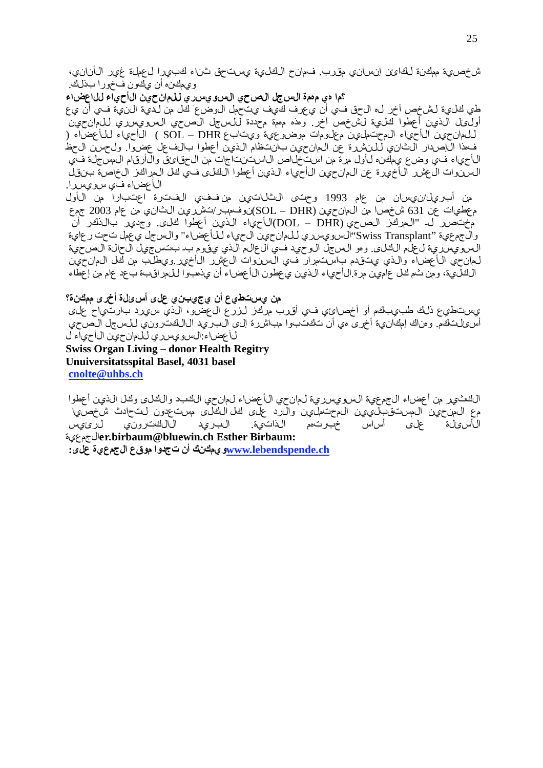شخصية ممكنة لكائن إنساني مقرب. فمانح الكلية يستحق ثناء كبيرا لعملة غير الأناني، ويمكنه أن يكون فخورا بذلك.

**ما هي مهمة السجل الصحي السويسري للمانحين الأحياء للاعضاء؟**

طي كلية لشخص آخر له الحق في أن يعرف كيف يتحمل الوضع كل من لديه النية في أن يع أولئل الذين أعطوا كلية لشخص آخر. وهذه مهمة محددة للسجل الصحي السويسري للمانحين للمانحين الأحياء المحتملين معلومات موضوعية ويتابع SOL – DHR ( الأحياء للأعضاء ( فهذا الإصدار الثاني للنشرة عن المانحين بانتظام الذين أعطوا بالفعل عضوا. ولحسن الحظ الأحياء في وضع يمكنه لأول مرة من استخلاص الاستنتاجات من الحقائق والأرقام المسجلة في السنوات العشر الأخيرة عن المانحين الأحياء الذين أعطوا الكلى في كل المراكز الخاصة بنقل الأعضاء في سويسرا.

من أبريل/نيسان من عام 1993 وحتى الثلاثين منففي الفترة اعتبارا من الأول معطيات عن 631 شخصا من المانحين (SOL – DHR)نوفمبر/تشرين الثاني من عام 2003 جمع مختصر لـ "المركز الصحي (DOL – DHR)الأحياء الذين أعطوا كلى. وجدير بالذكر أن والجمعية "Swiss Transplant"السويسري للمانحين الحياء للأعضاء" والسجل يعمل تحت رعاية السويسرية لعلم الكلى. وهو السجل الوحيد في العالم الذي يقوم بـ بتسجيل الحالة الصحية لمانحي الأعضاء والذي يتقدم باستمرار في السنوات العشر الأخير.ويطلب من كل المانحين الكلية، ومن ثم كل عامين مرة.الأحياء الذين يعطون الأعضاء أن يذهبوا للمراقبة بعد عام من إعطاء

**من يستطيع أن يجيبني على أسئلة أخرى ممكنة؟**

يستطيع ذلك طبيبكم أو أخصائي في أقرب مركز لزرع العضو، الذي سيرد بارتياح على أسئلتكم. وهناك إمكانية أخرى هي أن تكتبوا مباشرة إلى البريد الالكتروني للسجل الصحي لأعضاء:السويسري للمانحين الأحياء ل

**Swiss Organ Living – donor Health Regitry**
**Unuiversitatsspital Basel, 4031 basel**
**cnolte@uhbs.ch**

الكثير من أعضاء الجمعية السويسرية لمانحي الأعضاء لمانحي الكبد والكلى وكل الذين أعطوا مع المنحين المستقبليين المحتملين والرد على كل الكلى مستعدون لتحادث شخصيا الأسئلة على أساس خبرتهم الذاتية. البريد الالكتروني لرئيس الجمعية**er.birbaum@bluewin.ch Esther Birbaum:**

**ويمكنك أن تجدوا موقع الجمعية على: www.lebendspende.ch**